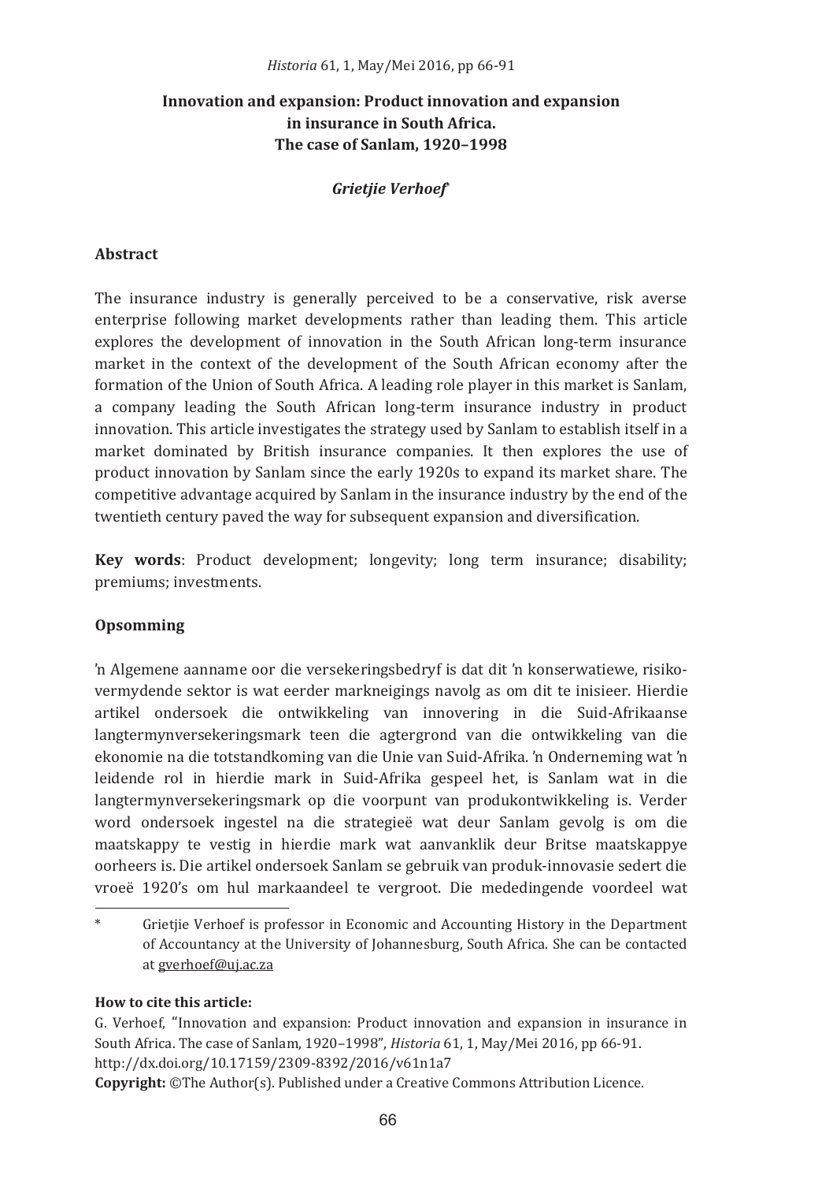# Innovation and expansion: Product innovation and expansion in insurance in South Africa. The case of Sanlam, 1920–1998

*Grietjie Verhoef*[*]

## Abstract

The insurance industry is generally perceived to be a conservative, risk averse enterprise following market developments rather than leading them. This article explores the development of innovation in the South African long-term insurance market in the context of the development of the South African economy after the formation of the Union of South Africa. A leading role player in this market is Sanlam, a company leading the South African long-term insurance industry in product innovation. This article investigates the strategy used by Sanlam to establish itself in a market dominated by British insurance companies. It then explores the use of product innovation by Sanlam since the early 1920s to expand its market share. The competitive advantage acquired by Sanlam in the insurance industry by the end of the twentieth century paved the way for subsequent expansion and diversification.

**Key words**: Product development; longevity; long term insurance; disability; premiums; investments.

## Opsomming

'n Algemene aanname oor die versekeringsbedryf is dat dit 'n konserwatiewe, risiko-vermydende sektor is wat eerder markneigings navolg as om dit te inisieer. Hierdie artikel ondersoek die ontwikkeling van innovering in die Suid-Afrikaanse langtermynversekeringsmark teen die agtergrond van die ontwikkeling van die ekonomie na die totstandkoming van die Unie van Suid-Afrika. 'n Onderneming wat 'n leidende rol in hierdie mark in Suid-Afrika gespeel het, is Sanlam wat in die langtermynversekeringsmark op die voorpunt van produkontwikkeling is. Verder word ondersoek ingestel na die strategieë wat deur Sanlam gevolg is om die maatskappy te vestig in hierdie mark wat aanvanklik deur Britse maatskappye oorheers is. Die artikel ondersoek Sanlam se gebruik van produk-innovasie sedert die vroeë 1920's om hul markaandeel te vergroot. Die mededingende voordeel wat

[*] Grietjie Verhoef is professor in Economic and Accounting History in the Department of Accountancy at the University of Johannesburg, South Africa. She can be contacted at gverhoef@uj.ac.za

**How to cite this article:**

G. Verhoef, "Innovation and expansion: Product innovation and expansion in insurance in South Africa. The case of Sanlam, 1920–1998", *Historia* 61, 1, May/Mei 2016, pp 66-91. http://dx.doi.org/10.17159/2309-8392/2016/v61n1a7

**Copyright:** ©The Author(s). Published under a Creative Commons Attribution Licence.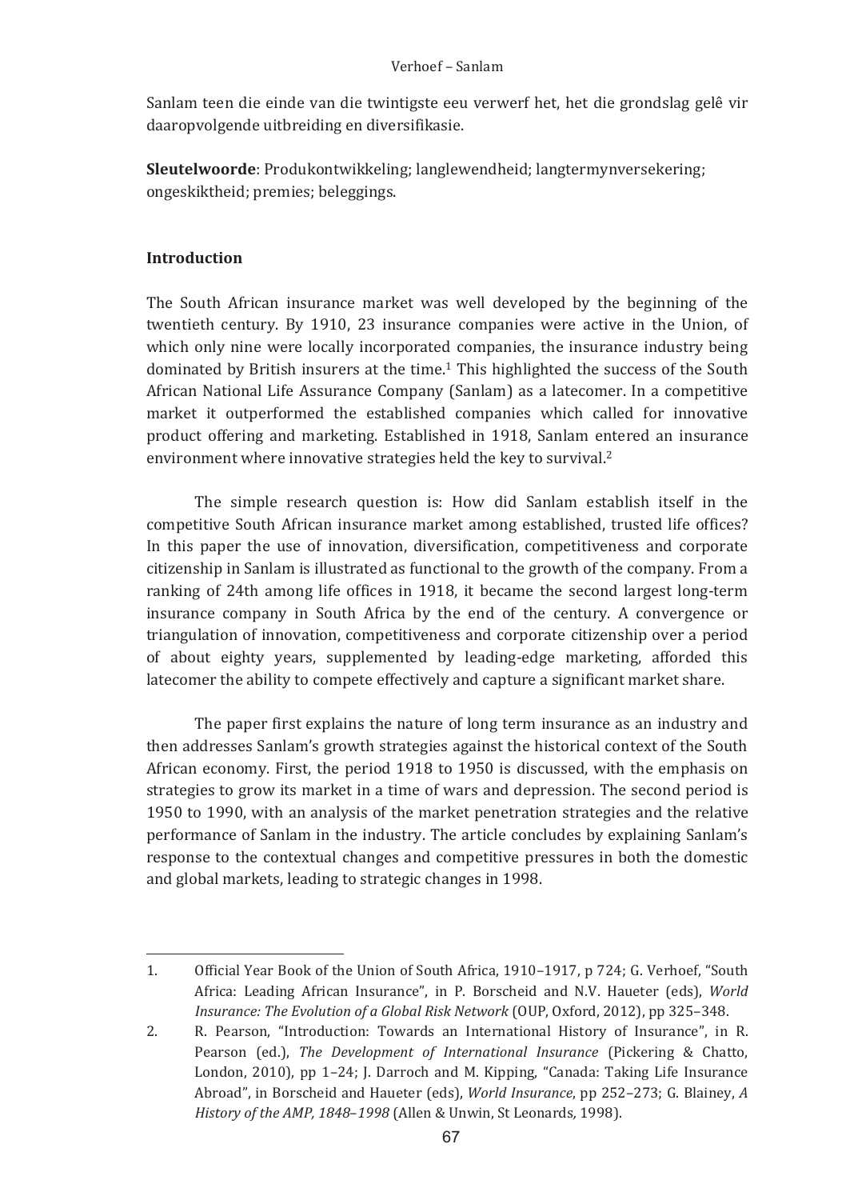Sanlam teen die einde van die twintigste eeu verwerf het, het die grondslag gelê vir daaropvolgende uitbreiding en diversifikasie.

**Sleutelwoorde**: Produkontwikkeling; langlewendheid; langtermynversekering; ongeskiktheid; premies; beleggings.

## Introduction

The South African insurance market was well developed by the beginning of the twentieth century. By 1910, 23 insurance companies were active in the Union, of which only nine were locally incorporated companies, the insurance industry being dominated by British insurers at the time.[1] This highlighted the success of the South African National Life Assurance Company (Sanlam) as a latecomer. In a competitive market it outperformed the established companies which called for innovative product offering and marketing. Established in 1918, Sanlam entered an insurance environment where innovative strategies held the key to survival.[2]

The simple research question is: How did Sanlam establish itself in the competitive South African insurance market among established, trusted life offices? In this paper the use of innovation, diversification, competitiveness and corporate citizenship in Sanlam is illustrated as functional to the growth of the company. From a ranking of 24th among life offices in 1918, it became the second largest long-term insurance company in South Africa by the end of the century. A convergence or triangulation of innovation, competitiveness and corporate citizenship over a period of about eighty years, supplemented by leading-edge marketing, afforded this latecomer the ability to compete effectively and capture a significant market share.

The paper first explains the nature of long term insurance as an industry and then addresses Sanlam's growth strategies against the historical context of the South African economy. First, the period 1918 to 1950 is discussed, with the emphasis on strategies to grow its market in a time of wars and depression. The second period is 1950 to 1990, with an analysis of the market penetration strategies and the relative performance of Sanlam in the industry. The article concludes by explaining Sanlam's response to the contextual changes and competitive pressures in both the domestic and global markets, leading to strategic changes in 1998.

---

1. Official Year Book of the Union of South Africa, 1910–1917, p 724; G. Verhoef, "South Africa: Leading African Insurance", in P. Borscheid and N.V. Haueter (eds), *World Insurance: The Evolution of a Global Risk Network* (OUP, Oxford, 2012), pp 325–348.
2. R. Pearson, "Introduction: Towards an International History of Insurance", in R. Pearson (ed.), *The Development of International Insurance* (Pickering & Chatto, London, 2010), pp 1–24; J. Darroch and M. Kipping, "Canada: Taking Life Insurance Abroad", in Borscheid and Haueter (eds), *World Insurance*, pp 252–273; G. Blainey, *A History of the AMP, 1848–1998* (Allen & Unwin, St Leonards, 1998).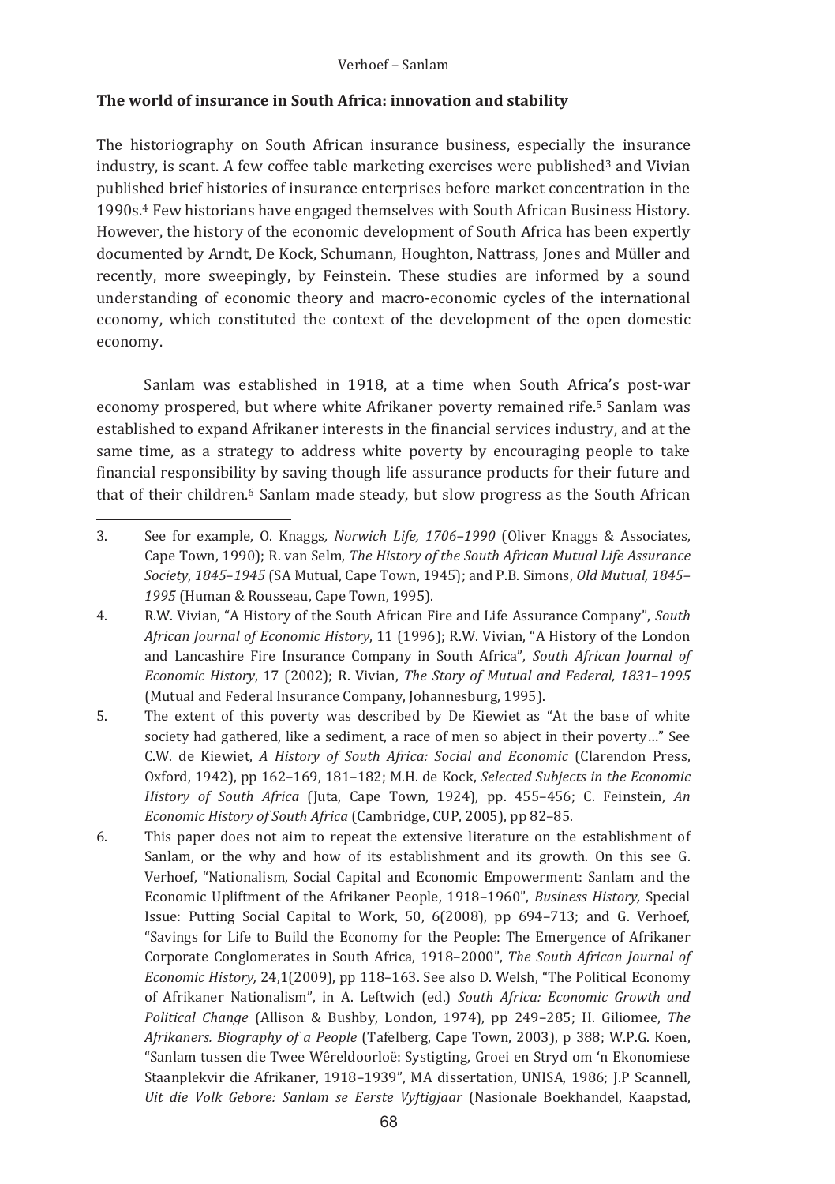## The world of insurance in South Africa: innovation and stability

The historiography on South African insurance business, especially the insurance industry, is scant. A few coffee table marketing exercises were published[3] and Vivian published brief histories of insurance enterprises before market concentration in the 1990s.[4] Few historians have engaged themselves with South African Business History. However, the history of the economic development of South Africa has been expertly documented by Arndt, De Kock, Schumann, Houghton, Nattrass, Jones and Müller and recently, more sweepingly, by Feinstein. These studies are informed by a sound understanding of economic theory and macro-economic cycles of the international economy, which constituted the context of the development of the open domestic economy.

Sanlam was established in 1918, at a time when South Africa's post-war economy prospered, but where white Afrikaner poverty remained rife.[5] Sanlam was established to expand Afrikaner interests in the financial services industry, and at the same time, as a strategy to address white poverty by encouraging people to take financial responsibility by saving though life assurance products for their future and that of their children.[6] Sanlam made steady, but slow progress as the South African

---

3. See for example, O. Knaggs, *Norwich Life, 1706–1990* (Oliver Knaggs & Associates, Cape Town, 1990); R. van Selm, *The History of the South African Mutual Life Assurance Society, 1845–1945* (SA Mutual, Cape Town, 1945); and P.B. Simons, *Old Mutual, 1845–1995* (Human & Rousseau, Cape Town, 1995).
4. R.W. Vivian, "A History of the South African Fire and Life Assurance Company", *South African Journal of Economic History*, 11 (1996); R.W. Vivian, "A History of the London and Lancashire Fire Insurance Company in South Africa", *South African Journal of Economic History*, 17 (2002); R. Vivian, *The Story of Mutual and Federal, 1831–1995* (Mutual and Federal Insurance Company, Johannesburg, 1995).
5. The extent of this poverty was described by De Kiewiet as "At the base of white society had gathered, like a sediment, a race of men so abject in their poverty…" See C.W. de Kiewiet, *A History of South Africa: Social and Economic* (Clarendon Press, Oxford, 1942), pp 162–169, 181–182; M.H. de Kock, *Selected Subjects in the Economic History of South Africa* (Juta, Cape Town, 1924), pp. 455–456; C. Feinstein, *An Economic History of South Africa* (Cambridge, CUP, 2005), pp 82–85.
6. This paper does not aim to repeat the extensive literature on the establishment of Sanlam, or the why and how of its establishment and its growth. On this see G. Verhoef, "Nationalism, Social Capital and Economic Empowerment: Sanlam and the Economic Upliftment of the Afrikaner People, 1918–1960", *Business History,* Special Issue: Putting Social Capital to Work, 50, 6(2008), pp 694–713; and G. Verhoef, "Savings for Life to Build the Economy for the People: The Emergence of Afrikaner Corporate Conglomerates in South Africa, 1918–2000", *The South African Journal of Economic History,* 24,1(2009), pp 118–163. See also D. Welsh, "The Political Economy of Afrikaner Nationalism", in A. Leftwich (ed.) *South Africa: Economic Growth and Political Change* (Allison & Bushby, London, 1974), pp 249–285; H. Giliomee, *The Afrikaners. Biography of a People* (Tafelberg, Cape Town, 2003), p 388; W.P.G. Koen, "Sanlam tussen die Twee Wêreldoorloë: Systigting, Groei en Stryd om 'n Ekonomiese Staanplekvir die Afrikaner, 1918–1939", MA dissertation, UNISA, 1986; J.P Scannell, *Uit die Volk Gebore: Sanlam se Eerste Vyftigjaar* (Nasionale Boekhandel, Kaapstad,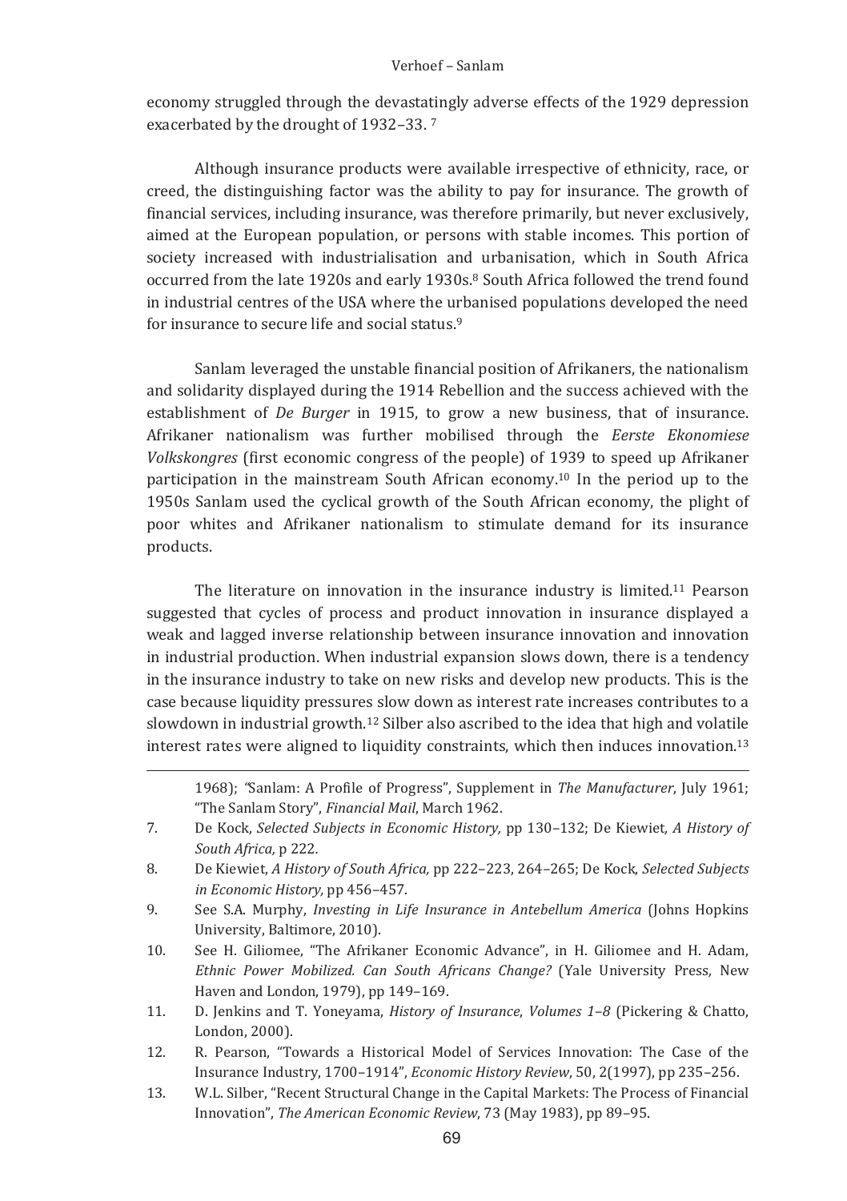economy struggled through the devastatingly adverse effects of the 1929 depression exacerbated by the drought of 1932–33. [7]

Although insurance products were available irrespective of ethnicity, race, or creed, the distinguishing factor was the ability to pay for insurance. The growth of financial services, including insurance, was therefore primarily, but never exclusively, aimed at the European population, or persons with stable incomes. This portion of society increased with industrialisation and urbanisation, which in South Africa occurred from the late 1920s and early 1930s.[8] South Africa followed the trend found in industrial centres of the USA where the urbanised populations developed the need for insurance to secure life and social status.[9]

Sanlam leveraged the unstable financial position of Afrikaners, the nationalism and solidarity displayed during the 1914 Rebellion and the success achieved with the establishment of *De Burger* in 1915, to grow a new business, that of insurance. Afrikaner nationalism was further mobilised through the *Eerste Ekonomiese Volkskongres* (first economic congress of the people) of 1939 to speed up Afrikaner participation in the mainstream South African economy.[10] In the period up to the 1950s Sanlam used the cyclical growth of the South African economy, the plight of poor whites and Afrikaner nationalism to stimulate demand for its insurance products.

The literature on innovation in the insurance industry is limited.[11] Pearson suggested that cycles of process and product innovation in insurance displayed a weak and lagged inverse relationship between insurance innovation and innovation in industrial production. When industrial expansion slows down, there is a tendency in the insurance industry to take on new risks and develop new products. This is the case because liquidity pressures slow down as interest rate increases contributes to a slowdown in industrial growth.[12] Silber also ascribed to the idea that high and volatile interest rates were aligned to liquidity constraints, which then induces innovation.[13]

---

1968); "Sanlam: A Profile of Progress", Supplement in *The Manufacturer*, July 1961; "The Sanlam Story", *Financial Mail*, March 1962.

7. De Kock, *Selected Subjects in Economic History,* pp 130–132; De Kiewiet*, A History of South Africa,* p 222*.*
8. De Kiewiet, *A History of South Africa,* pp 222–223, 264–265; De Kock, *Selected Subjects in Economic History,* pp 456–457.
9. See S.A. Murphy, *Investing in Life Insurance in Antebellum America* (Johns Hopkins University, Baltimore, 2010).
10. See H. Giliomee, "The Afrikaner Economic Advance", in H. Giliomee and H. Adam, *Ethnic Power Mobilized. Can South Africans Change?* (Yale University Press*,* New Haven and London, 1979), pp 149–169.
11. D. Jenkins and T. Yoneyama, *History of Insurance*, *Volumes 1–8* (Pickering & Chatto, London, 2000).
12. R. Pearson, "Towards a Historical Model of Services Innovation: The Case of the Insurance Industry, 1700–1914", *Economic History Review*, 50, 2(1997), pp 235–256.
13. W.L. Silber, "Recent Structural Change in the Capital Markets: The Process of Financial Innovation", *The American Economic Review*, 73 (May 1983), pp 89–95.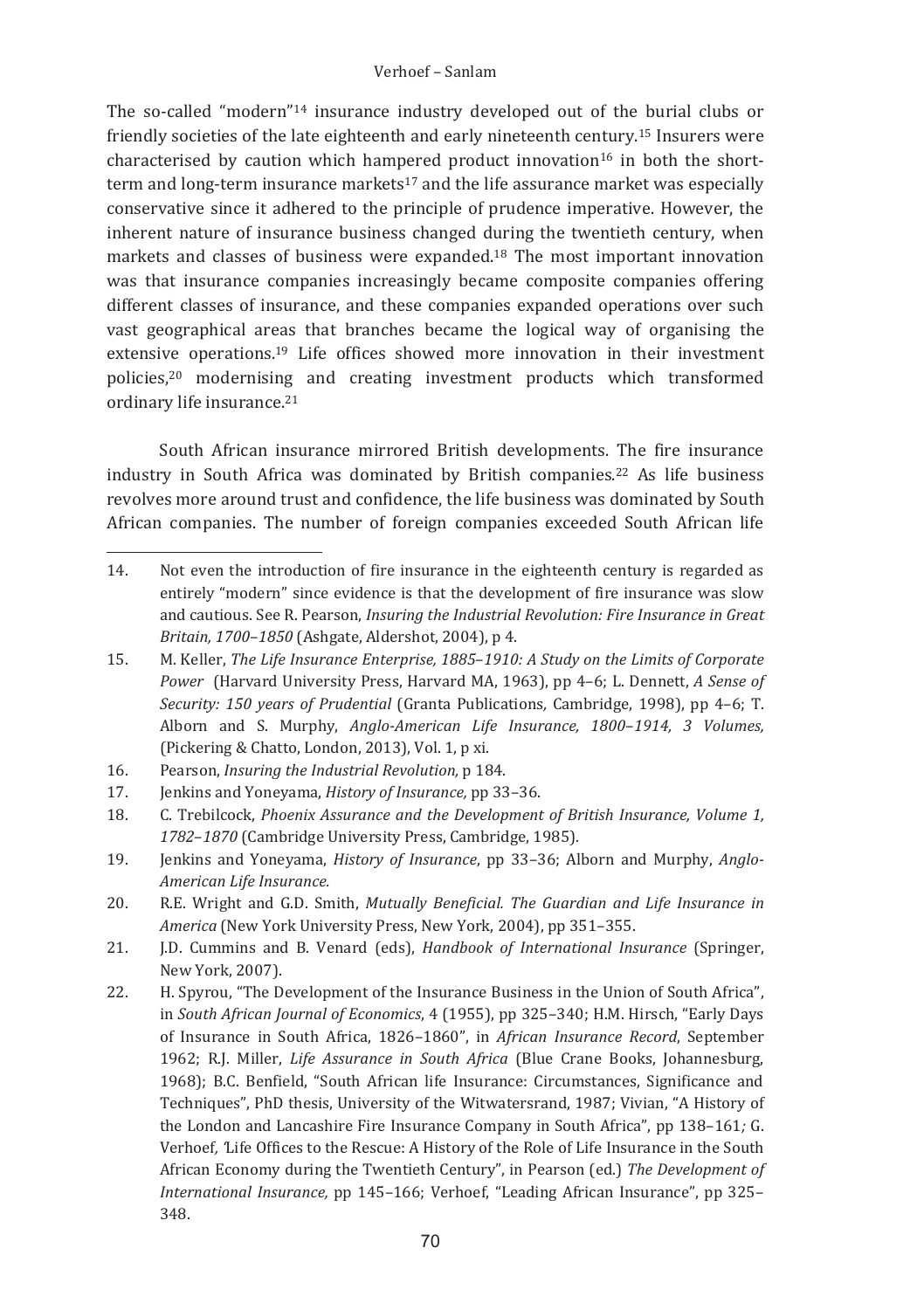The so-called "modern"[14] insurance industry developed out of the burial clubs or friendly societies of the late eighteenth and early nineteenth century.[15] Insurers were characterised by caution which hampered product innovation[16] in both the short-term and long-term insurance markets[17] and the life assurance market was especially conservative since it adhered to the principle of prudence imperative. However, the inherent nature of insurance business changed during the twentieth century, when markets and classes of business were expanded.[18] The most important innovation was that insurance companies increasingly became composite companies offering different classes of insurance, and these companies expanded operations over such vast geographical areas that branches became the logical way of organising the extensive operations.[19] Life offices showed more innovation in their investment policies,[20] modernising and creating investment products which transformed ordinary life insurance.[21]

South African insurance mirrored British developments. The fire insurance industry in South Africa was dominated by British companies.[22] As life business revolves more around trust and confidence, the life business was dominated by South African companies. The number of foreign companies exceeded South African life

---

14. Not even the introduction of fire insurance in the eighteenth century is regarded as entirely "modern" since evidence is that the development of fire insurance was slow and cautious. See R. Pearson, *Insuring the Industrial Revolution: Fire Insurance in Great Britain, 1700–1850* (Ashgate, Aldershot, 2004), p 4.
15. M. Keller, *The Life Insurance Enterprise, 1885–1910: A Study on the Limits of Corporate Power* (Harvard University Press, Harvard MA, 1963), pp 4–6; L. Dennett, *A Sense of Security: 150 years of Prudential* (Granta Publications, Cambridge, 1998), pp 4–6; T. Alborn and S. Murphy, *Anglo-American Life Insurance, 1800–1914, 3 Volumes,* (Pickering & Chatto, London, 2013), Vol. 1, p xi.
16. Pearson, *Insuring the Industrial Revolution,* p 184.
17. Jenkins and Yoneyama, *History of Insurance,* pp 33–36.
18. C. Trebilcock, *Phoenix Assurance and the Development of British Insurance, Volume 1, 1782–1870* (Cambridge University Press, Cambridge, 1985).
19. Jenkins and Yoneyama, *History of Insurance*, pp 33–36; Alborn and Murphy, *Anglo-American Life Insurance.*
20. R.E. Wright and G.D. Smith, *Mutually Beneficial. The Guardian and Life Insurance in America* (New York University Press, New York, 2004), pp 351–355.
21. J.D. Cummins and B. Venard (eds), *Handbook of International Insurance* (Springer, New York, 2007).
22. H. Spyrou, "The Development of the Insurance Business in the Union of South Africa", in *South African Journal of Economics*, 4 (1955), pp 325–340; H.M. Hirsch, "Early Days of Insurance in South Africa, 1826–1860", in *African Insurance Record*, September 1962; R.J. Miller, *Life Assurance in South Africa* (Blue Crane Books, Johannesburg, 1968); B.C. Benfield, "South African life Insurance: Circumstances, Significance and Techniques", PhD thesis, University of the Witwatersrand, 1987; Vivian, "A History of the London and Lancashire Fire Insurance Company in South Africa", pp 138–161; G. Verhoef, 'Life Offices to the Rescue: A History of the Role of Life Insurance in the South African Economy during the Twentieth Century", in Pearson (ed.) *The Development of International Insurance,* pp 145–166; Verhoef, "Leading African Insurance", pp 325–348.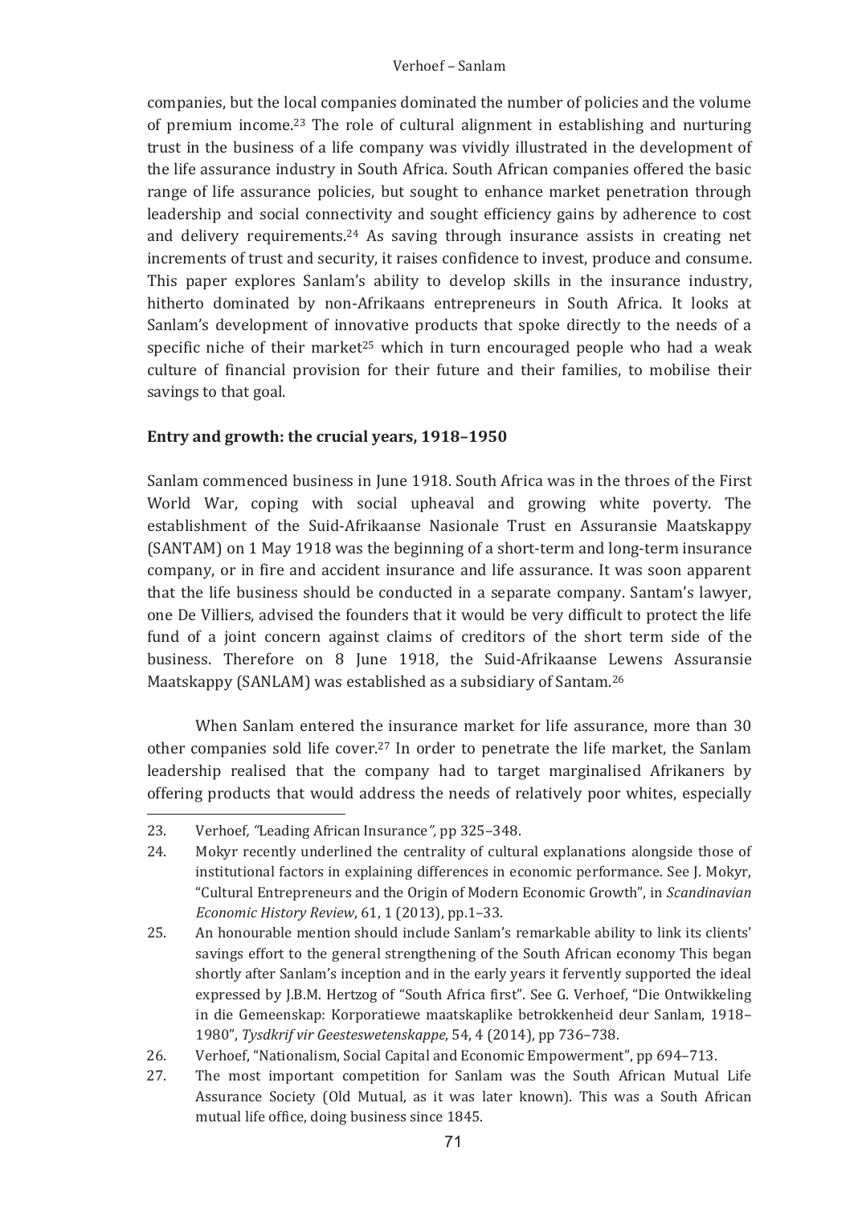companies, but the local companies dominated the number of policies and the volume of premium income.[23] The role of cultural alignment in establishing and nurturing trust in the business of a life company was vividly illustrated in the development of the life assurance industry in South Africa. South African companies offered the basic range of life assurance policies, but sought to enhance market penetration through leadership and social connectivity and sought efficiency gains by adherence to cost and delivery requirements.[24] As saving through insurance assists in creating net increments of trust and security, it raises confidence to invest, produce and consume. This paper explores Sanlam's ability to develop skills in the insurance industry, hitherto dominated by non-Afrikaans entrepreneurs in South Africa. It looks at Sanlam's development of innovative products that spoke directly to the needs of a specific niche of their market[25] which in turn encouraged people who had a weak culture of financial provision for their future and their families, to mobilise their savings to that goal.

## Entry and growth: the crucial years, 1918–1950

Sanlam commenced business in June 1918. South Africa was in the throes of the First World War, coping with social upheaval and growing white poverty. The establishment of the Suid-Afrikaanse Nasionale Trust en Assuransie Maatskappy (SANTAM) on 1 May 1918 was the beginning of a short-term and long-term insurance company, or in fire and accident insurance and life assurance. It was soon apparent that the life business should be conducted in a separate company. Santam's lawyer, one De Villiers, advised the founders that it would be very difficult to protect the life fund of a joint concern against claims of creditors of the short term side of the business. Therefore on 8 June 1918, the Suid-Afrikaanse Lewens Assuransie Maatskappy (SANLAM) was established as a subsidiary of Santam.[26]

When Sanlam entered the insurance market for life assurance, more than 30 other companies sold life cover.[27] In order to penetrate the life market, the Sanlam leadership realised that the company had to target marginalised Afrikaners by offering products that would address the needs of relatively poor whites, especially

---

23. Verhoef, *"*Leading African Insurance*"*, pp 325–348.
24. Mokyr recently underlined the centrality of cultural explanations alongside those of institutional factors in explaining differences in economic performance. See J. Mokyr, "Cultural Entrepreneurs and the Origin of Modern Economic Growth", in *Scandinavian Economic History Review*, 61, 1 (2013), pp.1–33.
25. An honourable mention should include Sanlam's remarkable ability to link its clients' savings effort to the general strengthening of the South African economy This began shortly after Sanlam's inception and in the early years it fervently supported the ideal expressed by J.B.M. Hertzog of "South Africa first". See G. Verhoef, "Die Ontwikkeling in die Gemeenskap: Korporatiewe maatskaplike betrokkenheid deur Sanlam, 1918–1980", *Tysdkrif vir Geesteswetenskappe*, 54, 4 (2014), pp 736–738.
26. Verhoef, "Nationalism, Social Capital and Economic Empowerment", pp 694–713.
27. The most important competition for Sanlam was the South African Mutual Life Assurance Society (Old Mutual, as it was later known). This was a South African mutual life office, doing business since 1845.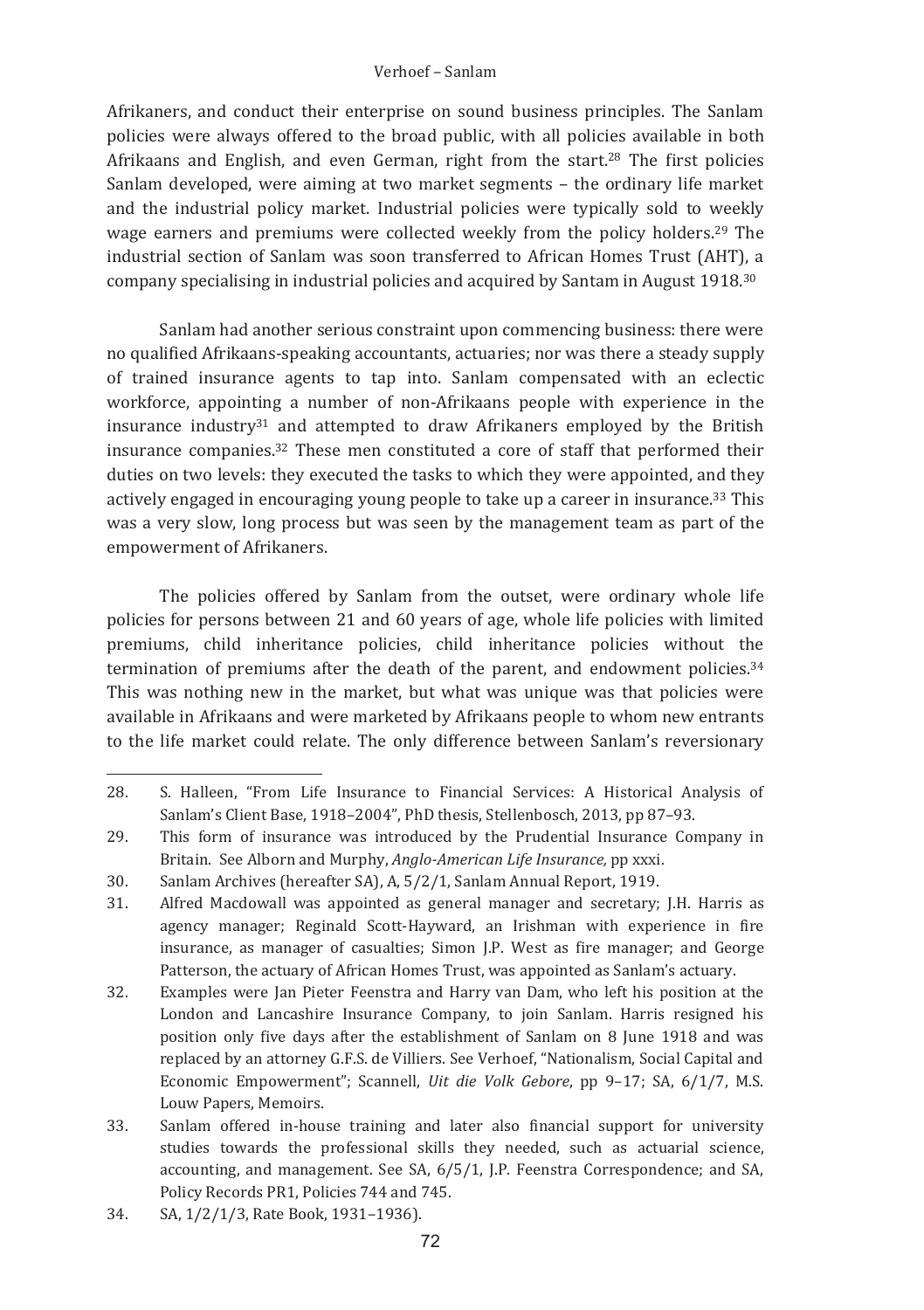Afrikaners, and conduct their enterprise on sound business principles. The Sanlam policies were always offered to the broad public, with all policies available in both Afrikaans and English, and even German, right from the start.[28] The first policies Sanlam developed, were aiming at two market segments – the ordinary life market and the industrial policy market. Industrial policies were typically sold to weekly wage earners and premiums were collected weekly from the policy holders.[29] The industrial section of Sanlam was soon transferred to African Homes Trust (AHT), a company specialising in industrial policies and acquired by Santam in August 1918.[30]

Sanlam had another serious constraint upon commencing business: there were no qualified Afrikaans-speaking accountants, actuaries; nor was there a steady supply of trained insurance agents to tap into. Sanlam compensated with an eclectic workforce, appointing a number of non-Afrikaans people with experience in the insurance industry[31] and attempted to draw Afrikaners employed by the British insurance companies.[32] These men constituted a core of staff that performed their duties on two levels: they executed the tasks to which they were appointed, and they actively engaged in encouraging young people to take up a career in insurance.[33] This was a very slow, long process but was seen by the management team as part of the empowerment of Afrikaners.

The policies offered by Sanlam from the outset, were ordinary whole life policies for persons between 21 and 60 years of age, whole life policies with limited premiums, child inheritance policies, child inheritance policies without the termination of premiums after the death of the parent, and endowment policies.[34] This was nothing new in the market, but what was unique was that policies were available in Afrikaans and were marketed by Afrikaans people to whom new entrants to the life market could relate. The only difference between Sanlam's reversionary

---

28. S. Halleen, "From Life Insurance to Financial Services: A Historical Analysis of Sanlam's Client Base, 1918–2004", PhD thesis, Stellenbosch, 2013, pp 87–93.
29. This form of insurance was introduced by the Prudential Insurance Company in Britain. See Alborn and Murphy, *Anglo-American Life Insurance,* pp xxxi.
30. Sanlam Archives (hereafter SA), A, 5/2/1, Sanlam Annual Report, 1919.
31. Alfred Macdowall was appointed as general manager and secretary; J.H. Harris as agency manager; Reginald Scott-Hayward, an Irishman with experience in fire insurance, as manager of casualties; Simon J.P. West as fire manager; and George Patterson, the actuary of African Homes Trust, was appointed as Sanlam's actuary.
32. Examples were Jan Pieter Feenstra and Harry van Dam, who left his position at the London and Lancashire Insurance Company, to join Sanlam. Harris resigned his position only five days after the establishment of Sanlam on 8 June 1918 and was replaced by an attorney G.F.S. de Villiers. See Verhoef, "Nationalism, Social Capital and Economic Empowerment"; Scannell, *Uit die Volk Gebore*, pp 9–17; SA, 6/1/7, M.S. Louw Papers, Memoirs.
33. Sanlam offered in-house training and later also financial support for university studies towards the professional skills they needed, such as actuarial science, accounting, and management. See SA, 6/5/1, J.P. Feenstra Correspondence; and SA, Policy Records PR1, Policies 744 and 745.
34. SA, 1/2/1/3, Rate Book, 1931–1936).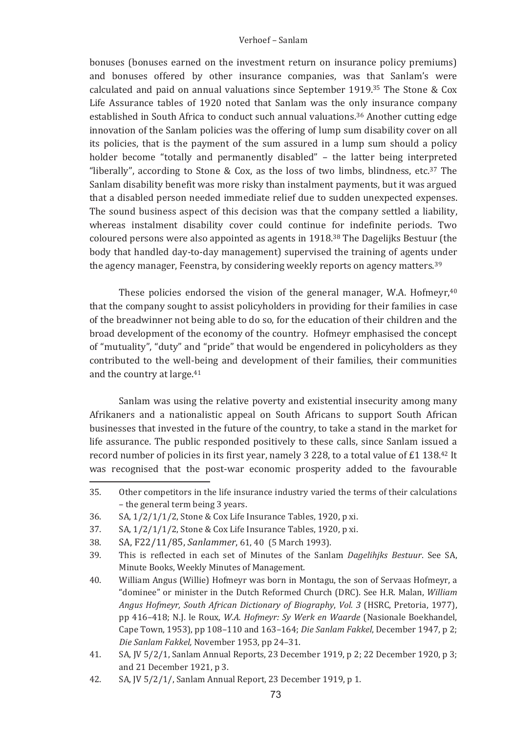bonuses (bonuses earned on the investment return on insurance policy premiums) and bonuses offered by other insurance companies, was that Sanlam's were calculated and paid on annual valuations since September 1919.[35] The Stone & Cox Life Assurance tables of 1920 noted that Sanlam was the only insurance company established in South Africa to conduct such annual valuations.[36] Another cutting edge innovation of the Sanlam policies was the offering of lump sum disability cover on all its policies, that is the payment of the sum assured in a lump sum should a policy holder become "totally and permanently disabled" – the latter being interpreted "liberally", according to Stone & Cox, as the loss of two limbs, blindness, etc.[37] The Sanlam disability benefit was more risky than instalment payments, but it was argued that a disabled person needed immediate relief due to sudden unexpected expenses. The sound business aspect of this decision was that the company settled a liability, whereas instalment disability cover could continue for indefinite periods. Two coloured persons were also appointed as agents in 1918.[38] The Dagelijks Bestuur (the body that handled day-to-day management) supervised the training of agents under the agency manager, Feenstra, by considering weekly reports on agency matters.[39]

These policies endorsed the vision of the general manager, W.A. Hofmeyr,[40] that the company sought to assist policyholders in providing for their families in case of the breadwinner not being able to do so, for the education of their children and the broad development of the economy of the country. Hofmeyr emphasised the concept of "mutuality", "duty" and "pride" that would be engendered in policyholders as they contributed to the well-being and development of their families, their communities and the country at large.[41]

Sanlam was using the relative poverty and existential insecurity among many Afrikaners and a nationalistic appeal on South Africans to support South African businesses that invested in the future of the country, to take a stand in the market for life assurance. The public responded positively to these calls, since Sanlam issued a record number of policies in its first year, namely 3 228, to a total value of £1 138.[42] It was recognised that the post-war economic prosperity added to the favourable

---

35. Other competitors in the life insurance industry varied the terms of their calculations – the general term being 3 years.
36. SA, 1/2/1/1/2, Stone & Cox Life Insurance Tables, 1920, p xi.
37. SA, 1/2/1/1/2, Stone & Cox Life Insurance Tables, 1920, p xi.
38. SA, F22/11/85, *Sanlammer*, 61, 40 (5 March 1993).
39. This is reflected in each set of Minutes of the Sanlam *Dagelihjks Bestuur*. See SA, Minute Books, Weekly Minutes of Management.
40. William Angus (Willie) Hofmeyr was born in Montagu, the son of Servaas Hofmeyr, a "dominee" or minister in the Dutch Reformed Church (DRC). See H.R. Malan, *William Angus Hofmeyr, South African Dictionary of Biography*, *Vol. 3* (HSRC, Pretoria, 1977), pp 416–418; N.J. le Roux, *W.A. Hofmeyr: Sy Werk en Waarde* (Nasionale Boekhandel, Cape Town, 1953), pp 108–110 and 163–164; *Die Sanlam Fakkel*, December 1947, p 2; *Die Sanlam Fakkel,* November 1953, pp 24–31.
41. SA, JV 5/2/1, Sanlam Annual Reports, 23 December 1919, p 2; 22 December 1920, p 3; and 21 December 1921, p 3.
42. SA, JV 5/2/1/, Sanlam Annual Report, 23 December 1919, p 1.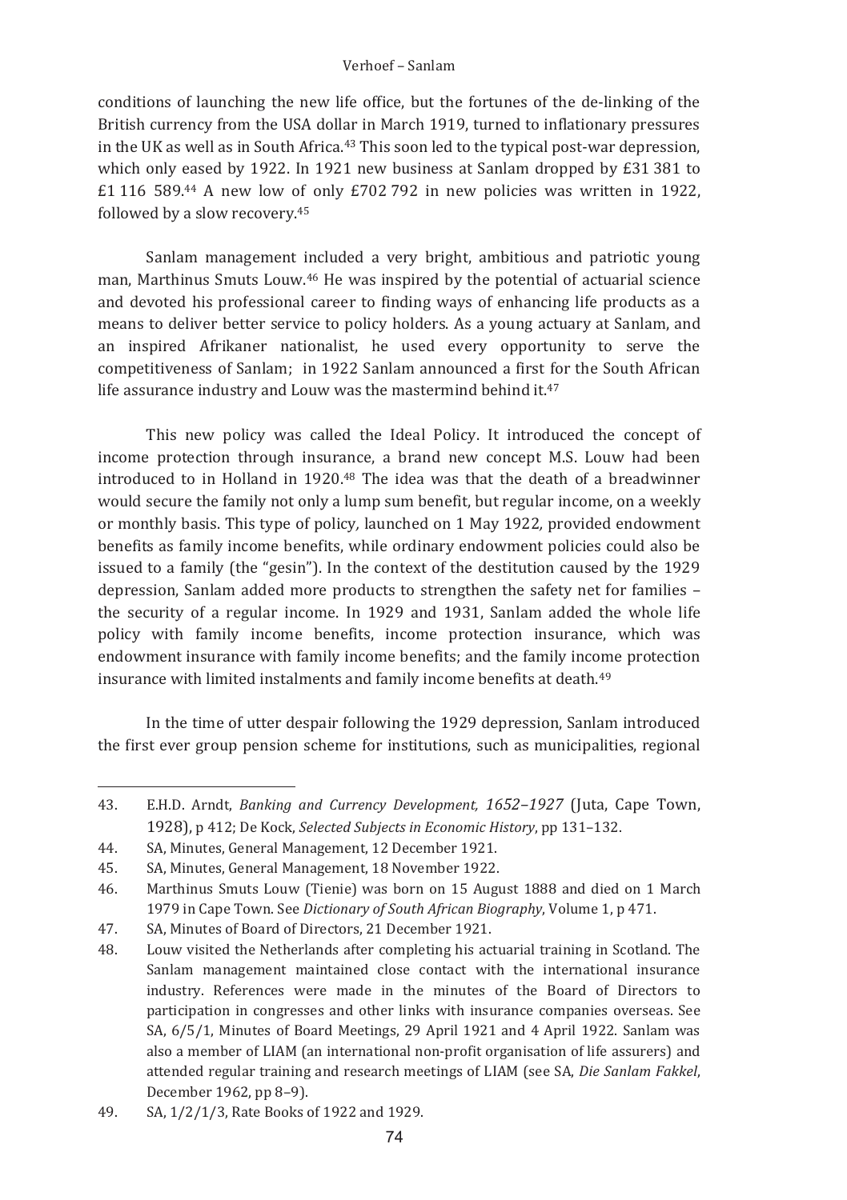conditions of launching the new life office, but the fortunes of the de-linking of the British currency from the USA dollar in March 1919, turned to inflationary pressures in the UK as well as in South Africa.[43] This soon led to the typical post-war depression, which only eased by 1922. In 1921 new business at Sanlam dropped by £31 381 to £1 116 589.[44] A new low of only £702 792 in new policies was written in 1922, followed by a slow recovery.[45]

Sanlam management included a very bright, ambitious and patriotic young man, Marthinus Smuts Louw.[46] He was inspired by the potential of actuarial science and devoted his professional career to finding ways of enhancing life products as a means to deliver better service to policy holders. As a young actuary at Sanlam, and an inspired Afrikaner nationalist, he used every opportunity to serve the competitiveness of Sanlam; in 1922 Sanlam announced a first for the South African life assurance industry and Louw was the mastermind behind it.[47]

This new policy was called the Ideal Policy. It introduced the concept of income protection through insurance, a brand new concept M.S. Louw had been introduced to in Holland in 1920.[48] The idea was that the death of a breadwinner would secure the family not only a lump sum benefit, but regular income, on a weekly or monthly basis. This type of policy, launched on 1 May 1922, provided endowment benefits as family income benefits, while ordinary endowment policies could also be issued to a family (the "gesin"). In the context of the destitution caused by the 1929 depression, Sanlam added more products to strengthen the safety net for families – the security of a regular income. In 1929 and 1931, Sanlam added the whole life policy with family income benefits, income protection insurance, which was endowment insurance with family income benefits; and the family income protection insurance with limited instalments and family income benefits at death.[49]

In the time of utter despair following the 1929 depression, Sanlam introduced the first ever group pension scheme for institutions, such as municipalities, regional

---

43. E.H.D. Arndt, *Banking and Currency Development, 1652–1927* (Juta, Cape Town, 1928), p 412; De Kock, *Selected Subjects in Economic History*, pp 131–132.
44. SA, Minutes, General Management, 12 December 1921.
45. SA, Minutes, General Management, 18 November 1922.
46. Marthinus Smuts Louw (Tienie) was born on 15 August 1888 and died on 1 March 1979 in Cape Town. See *Dictionary of South African Biography*, Volume 1, p 471.
47. SA, Minutes of Board of Directors, 21 December 1921.
48. Louw visited the Netherlands after completing his actuarial training in Scotland. The Sanlam management maintained close contact with the international insurance industry. References were made in the minutes of the Board of Directors to participation in congresses and other links with insurance companies overseas. See SA, 6/5/1, Minutes of Board Meetings, 29 April 1921 and 4 April 1922. Sanlam was also a member of LIAM (an international non-profit organisation of life assurers) and attended regular training and research meetings of LIAM (see SA, *Die Sanlam Fakkel*, December 1962, pp 8–9).
49. SA, 1/2/1/3, Rate Books of 1922 and 1929.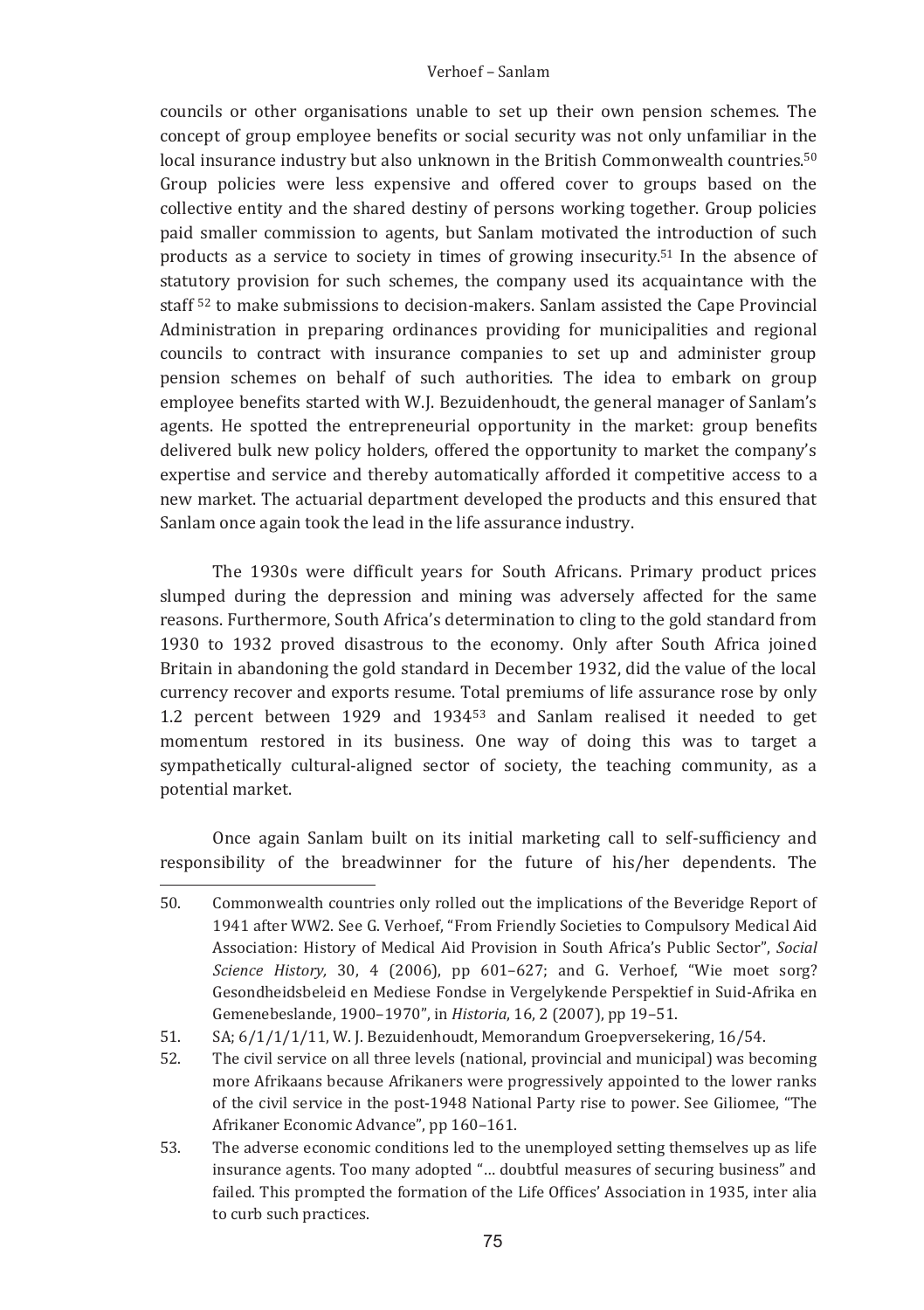councils or other organisations unable to set up their own pension schemes. The concept of group employee benefits or social security was not only unfamiliar in the local insurance industry but also unknown in the British Commonwealth countries.[50] Group policies were less expensive and offered cover to groups based on the collective entity and the shared destiny of persons working together. Group policies paid smaller commission to agents, but Sanlam motivated the introduction of such products as a service to society in times of growing insecurity.[51] In the absence of statutory provision for such schemes, the company used its acquaintance with the staff [52] to make submissions to decision-makers. Sanlam assisted the Cape Provincial Administration in preparing ordinances providing for municipalities and regional councils to contract with insurance companies to set up and administer group pension schemes on behalf of such authorities. The idea to embark on group employee benefits started with W.J. Bezuidenhoudt, the general manager of Sanlam's agents. He spotted the entrepreneurial opportunity in the market: group benefits delivered bulk new policy holders, offered the opportunity to market the company's expertise and service and thereby automatically afforded it competitive access to a new market. The actuarial department developed the products and this ensured that Sanlam once again took the lead in the life assurance industry.

The 1930s were difficult years for South Africans. Primary product prices slumped during the depression and mining was adversely affected for the same reasons. Furthermore, South Africa's determination to cling to the gold standard from 1930 to 1932 proved disastrous to the economy. Only after South Africa joined Britain in abandoning the gold standard in December 1932, did the value of the local currency recover and exports resume. Total premiums of life assurance rose by only 1.2 percent between 1929 and 1934[53] and Sanlam realised it needed to get momentum restored in its business. One way of doing this was to target a sympathetically cultural-aligned sector of society, the teaching community, as a potential market.

Once again Sanlam built on its initial marketing call to self-sufficiency and responsibility of the breadwinner for the future of his/her dependents. The

---

50. Commonwealth countries only rolled out the implications of the Beveridge Report of 1941 after WW2. See G. Verhoef, "From Friendly Societies to Compulsory Medical Aid Association: History of Medical Aid Provision in South Africa's Public Sector", *Social Science History,* 30, 4 (2006), pp 601–627; and G. Verhoef, "Wie moet sorg? Gesondheidsbeleid en Mediese Fondse in Vergelykende Perspektief in Suid-Afrika en Gemenebeslande, 1900–1970", in *Historia*, 16, 2 (2007), pp 19–51.
51. SA; 6/1/1/1/11, W. J. Bezuidenhoudt, Memorandum Groepversekering, 16/54.
52. The civil service on all three levels (national, provincial and municipal) was becoming more Afrikaans because Afrikaners were progressively appointed to the lower ranks of the civil service in the post-1948 National Party rise to power. See Giliomee, "The Afrikaner Economic Advance", pp 160–161.
53. The adverse economic conditions led to the unemployed setting themselves up as life insurance agents. Too many adopted "… doubtful measures of securing business" and failed. This prompted the formation of the Life Offices' Association in 1935, inter alia to curb such practices.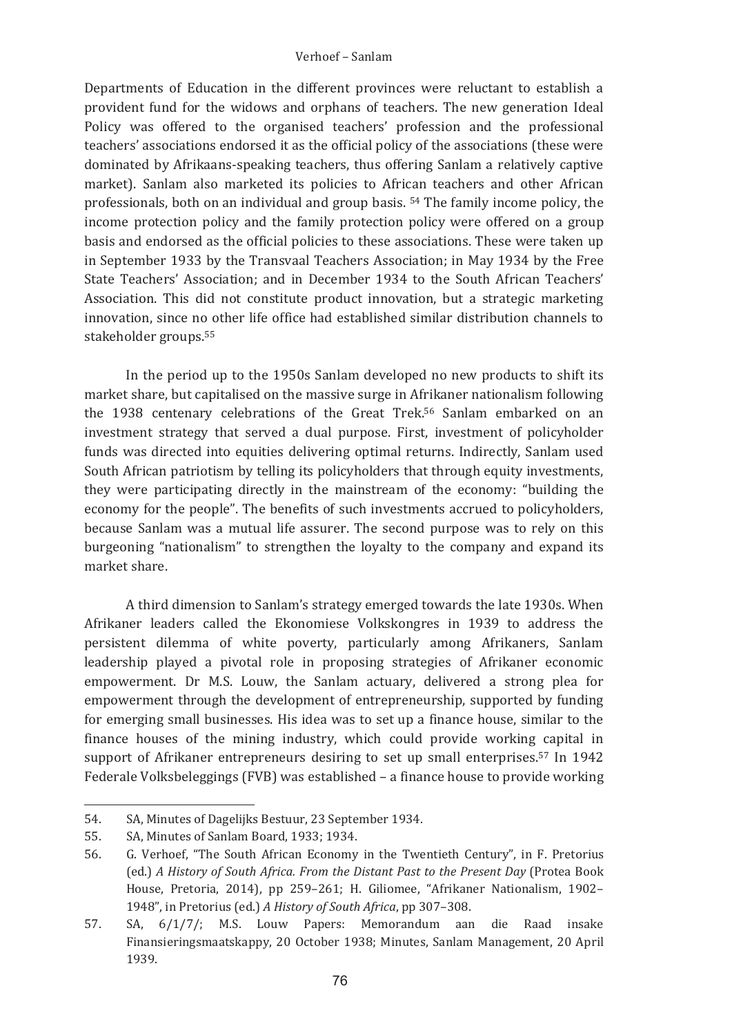Departments of Education in the different provinces were reluctant to establish a provident fund for the widows and orphans of teachers. The new generation Ideal Policy was offered to the organised teachers' profession and the professional teachers' associations endorsed it as the official policy of the associations (these were dominated by Afrikaans-speaking teachers, thus offering Sanlam a relatively captive market). Sanlam also marketed its policies to African teachers and other African professionals, both on an individual and group basis. [54] The family income policy, the income protection policy and the family protection policy were offered on a group basis and endorsed as the official policies to these associations. These were taken up in September 1933 by the Transvaal Teachers Association; in May 1934 by the Free State Teachers' Association; and in December 1934 to the South African Teachers' Association. This did not constitute product innovation, but a strategic marketing innovation, since no other life office had established similar distribution channels to stakeholder groups.[55]

In the period up to the 1950s Sanlam developed no new products to shift its market share, but capitalised on the massive surge in Afrikaner nationalism following the 1938 centenary celebrations of the Great Trek.[56] Sanlam embarked on an investment strategy that served a dual purpose. First, investment of policyholder funds was directed into equities delivering optimal returns. Indirectly, Sanlam used South African patriotism by telling its policyholders that through equity investments, they were participating directly in the mainstream of the economy: "building the economy for the people". The benefits of such investments accrued to policyholders, because Sanlam was a mutual life assurer. The second purpose was to rely on this burgeoning "nationalism" to strengthen the loyalty to the company and expand its market share.

A third dimension to Sanlam's strategy emerged towards the late 1930s. When Afrikaner leaders called the Ekonomiese Volkskongres in 1939 to address the persistent dilemma of white poverty, particularly among Afrikaners, Sanlam leadership played a pivotal role in proposing strategies of Afrikaner economic empowerment. Dr M.S. Louw, the Sanlam actuary, delivered a strong plea for empowerment through the development of entrepreneurship, supported by funding for emerging small businesses. His idea was to set up a finance house, similar to the finance houses of the mining industry, which could provide working capital in support of Afrikaner entrepreneurs desiring to set up small enterprises.[57] In 1942 Federale Volksbeleggings (FVB) was established – a finance house to provide working

---

54. SA, Minutes of Dagelijks Bestuur, 23 September 1934.
55. SA, Minutes of Sanlam Board, 1933; 1934.
56. G. Verhoef, "The South African Economy in the Twentieth Century", in F. Pretorius (ed.) *A History of South Africa. From the Distant Past to the Present Day* (Protea Book House, Pretoria, 2014), pp 259–261; H. Giliomee, "Afrikaner Nationalism, 1902–1948", in Pretorius (ed.) *A History of South Africa*, pp 307–308.
57. SA, 6/1/7/; M.S. Louw Papers: Memorandum aan die Raad insake Finansieringsmaatskappy, 20 October 1938; Minutes, Sanlam Management, 20 April 1939.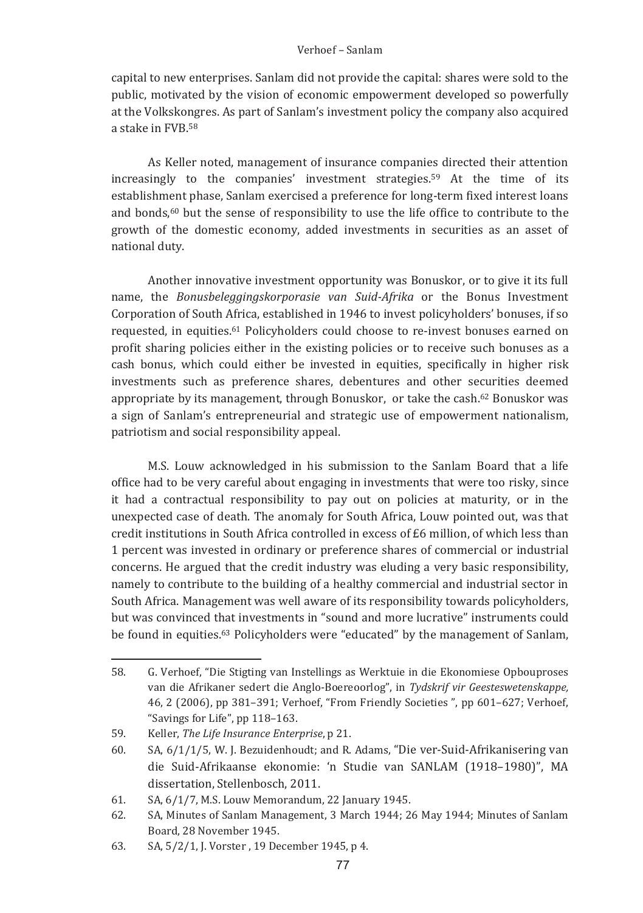capital to new enterprises. Sanlam did not provide the capital: shares were sold to the public, motivated by the vision of economic empowerment developed so powerfully at the Volkskongres. As part of Sanlam's investment policy the company also acquired a stake in FVB.[58]

As Keller noted, management of insurance companies directed their attention increasingly to the companies' investment strategies.[59] At the time of its establishment phase, Sanlam exercised a preference for long-term fixed interest loans and bonds,[60] but the sense of responsibility to use the life office to contribute to the growth of the domestic economy, added investments in securities as an asset of national duty.

Another innovative investment opportunity was Bonuskor, or to give it its full name, the *Bonusbeleggingskorporasie van Suid-Afrika* or the Bonus Investment Corporation of South Africa, established in 1946 to invest policyholders' bonuses, if so requested, in equities.[61] Policyholders could choose to re-invest bonuses earned on profit sharing policies either in the existing policies or to receive such bonuses as a cash bonus, which could either be invested in equities, specifically in higher risk investments such as preference shares, debentures and other securities deemed appropriate by its management, through Bonuskor, or take the cash.[62] Bonuskor was a sign of Sanlam's entrepreneurial and strategic use of empowerment nationalism, patriotism and social responsibility appeal.

M.S. Louw acknowledged in his submission to the Sanlam Board that a life office had to be very careful about engaging in investments that were too risky, since it had a contractual responsibility to pay out on policies at maturity, or in the unexpected case of death. The anomaly for South Africa, Louw pointed out, was that credit institutions in South Africa controlled in excess of £6 million, of which less than 1 percent was invested in ordinary or preference shares of commercial or industrial concerns. He argued that the credit industry was eluding a very basic responsibility, namely to contribute to the building of a healthy commercial and industrial sector in South Africa. Management was well aware of its responsibility towards policyholders, but was convinced that investments in "sound and more lucrative" instruments could be found in equities.[63] Policyholders were "educated" by the management of Sanlam,

---

58. G. Verhoef, "Die Stigting van Instellings as Werktuie in die Ekonomiese Opbouproses van die Afrikaner sedert die Anglo-Boereoorlog", in *Tydskrif vir Geesteswetenskappe,* 46, 2 (2006), pp 381–391; Verhoef, "From Friendly Societies ", pp 601–627; Verhoef, "Savings for Life", pp 118–163.
59. Keller, *The Life Insurance Enterprise*, p 21.
60. SA, 6/1/1/5, W. J. Bezuidenhoudt; and R. Adams, "Die ver-Suid-Afrikanisering van die Suid-Afrikaanse ekonomie: 'n Studie van SANLAM (1918–1980)", MA dissertation, Stellenbosch, 2011.
61. SA, 6/1/7, M.S. Louw Memorandum, 22 January 1945.
62. SA, Minutes of Sanlam Management, 3 March 1944; 26 May 1944; Minutes of Sanlam Board, 28 November 1945.
63. SA, 5/2/1, J. Vorster , 19 December 1945, p 4.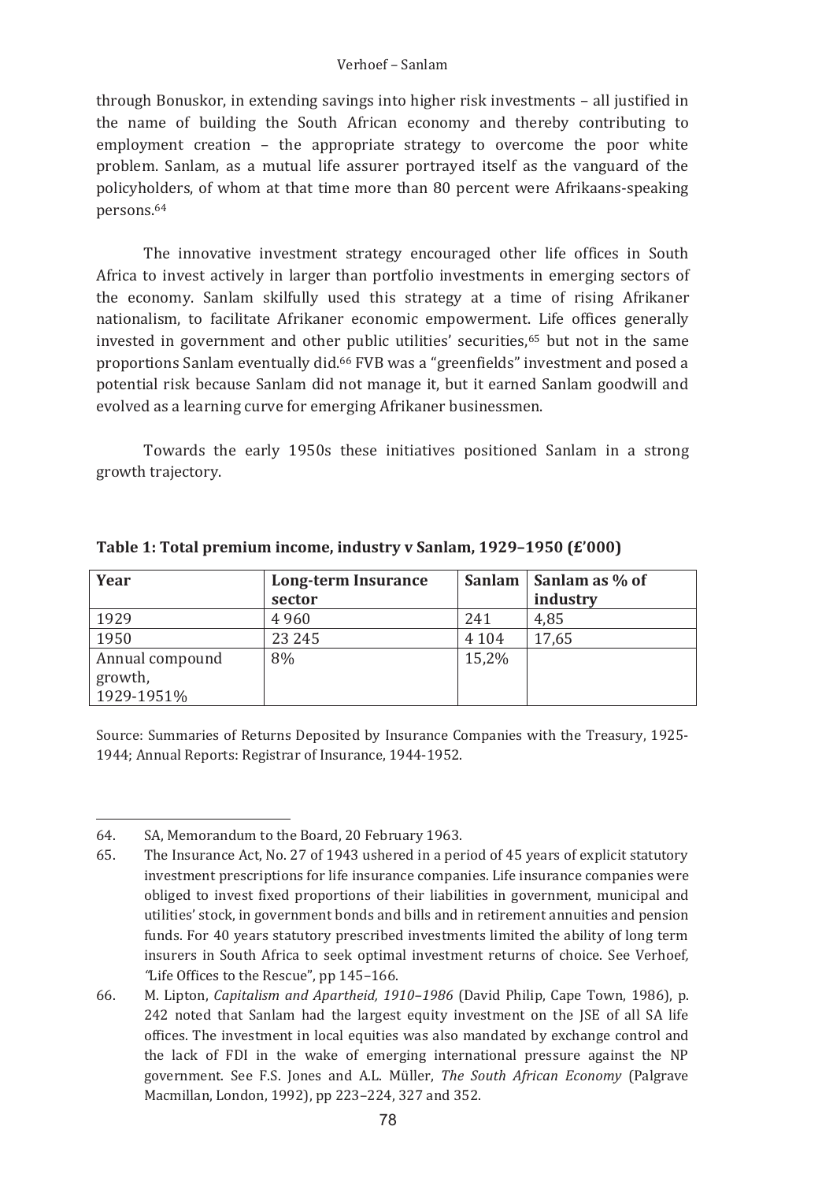through Bonuskor, in extending savings into higher risk investments – all justified in the name of building the South African economy and thereby contributing to employment creation – the appropriate strategy to overcome the poor white problem. Sanlam, as a mutual life assurer portrayed itself as the vanguard of the policyholders, of whom at that time more than 80 percent were Afrikaans-speaking persons.[64]

The innovative investment strategy encouraged other life offices in South Africa to invest actively in larger than portfolio investments in emerging sectors of the economy. Sanlam skilfully used this strategy at a time of rising Afrikaner nationalism, to facilitate Afrikaner economic empowerment. Life offices generally invested in government and other public utilities' securities,[65] but not in the same proportions Sanlam eventually did.[66] FVB was a "greenfields" investment and posed a potential risk because Sanlam did not manage it, but it earned Sanlam goodwill and evolved as a learning curve for emerging Afrikaner businessmen.

Towards the early 1950s these initiatives positioned Sanlam in a strong growth trajectory.

**Table 1: Total premium income, industry v Sanlam, 1929–1950 (£'000)**

| Year | Long-term Insurance sector | Sanlam | Sanlam as % of industry |
|---|---|---|---|
| 1929 | 4 960 | 241 | 4,85 |
| 1950 | 23 245 | 4 104 | 17,65 |
| Annual compound growth, 1929-1951% | 8% | 15,2% | |

Source: Summaries of Returns Deposited by Insurance Companies with the Treasury, 1925-1944; Annual Reports: Registrar of Insurance, 1944-1952.

---

64. SA, Memorandum to the Board, 20 February 1963.
65. The Insurance Act, No. 27 of 1943 ushered in a period of 45 years of explicit statutory investment prescriptions for life insurance companies. Life insurance companies were obliged to invest fixed proportions of their liabilities in government, municipal and utilities' stock, in government bonds and bills and in retirement annuities and pension funds. For 40 years statutory prescribed investments limited the ability of long term insurers in South Africa to seek optimal investment returns of choice. See Verhoef, "Life Offices to the Rescue", pp 145–166.
66. M. Lipton, *Capitalism and Apartheid, 1910–1986* (David Philip, Cape Town, 1986), p. 242 noted that Sanlam had the largest equity investment on the JSE of all SA life offices. The investment in local equities was also mandated by exchange control and the lack of FDI in the wake of emerging international pressure against the NP government. See F.S. Jones and A.L. Müller, *The South African Economy* (Palgrave Macmillan, London, 1992), pp 223–224, 327 and 352.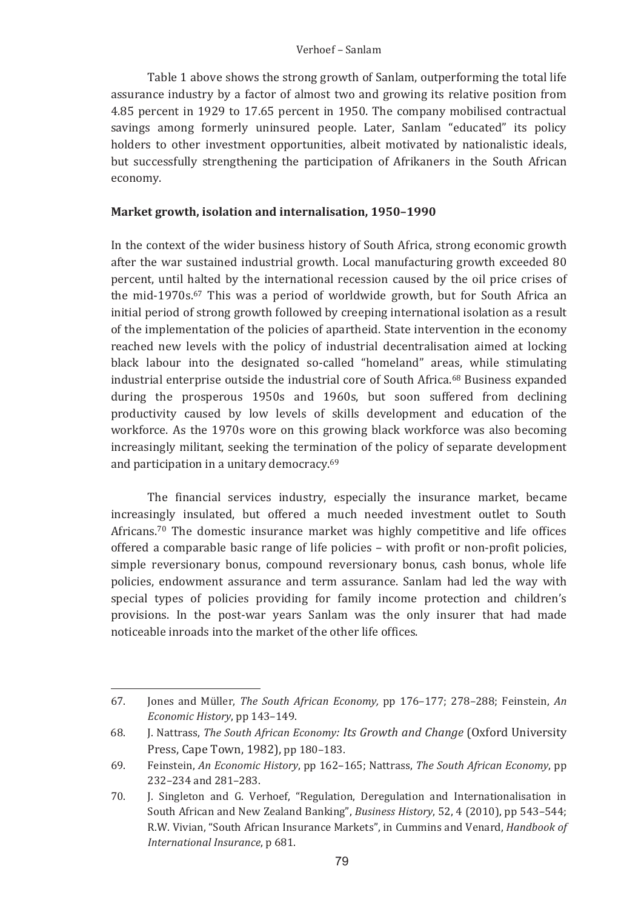Table 1 above shows the strong growth of Sanlam, outperforming the total life assurance industry by a factor of almost two and growing its relative position from 4.85 percent in 1929 to 17.65 percent in 1950. The company mobilised contractual savings among formerly uninsured people. Later, Sanlam "educated" its policy holders to other investment opportunities, albeit motivated by nationalistic ideals, but successfully strengthening the participation of Afrikaners in the South African economy.

## Market growth, isolation and internalisation, 1950–1990

In the context of the wider business history of South Africa, strong economic growth after the war sustained industrial growth. Local manufacturing growth exceeded 80 percent, until halted by the international recession caused by the oil price crises of the mid-1970s.[67] This was a period of worldwide growth, but for South Africa an initial period of strong growth followed by creeping international isolation as a result of the implementation of the policies of apartheid. State intervention in the economy reached new levels with the policy of industrial decentralisation aimed at locking black labour into the designated so-called "homeland" areas, while stimulating industrial enterprise outside the industrial core of South Africa.[68] Business expanded during the prosperous 1950s and 1960s, but soon suffered from declining productivity caused by low levels of skills development and education of the workforce. As the 1970s wore on this growing black workforce was also becoming increasingly militant, seeking the termination of the policy of separate development and participation in a unitary democracy.[69]

The financial services industry, especially the insurance market, became increasingly insulated, but offered a much needed investment outlet to South Africans.[70] The domestic insurance market was highly competitive and life offices offered a comparable basic range of life policies – with profit or non-profit policies, simple reversionary bonus, compound reversionary bonus, cash bonus, whole life policies, endowment assurance and term assurance. Sanlam had led the way with special types of policies providing for family income protection and children's provisions. In the post-war years Sanlam was the only insurer that had made noticeable inroads into the market of the other life offices.

---

67. Jones and Müller, *The South African Economy,* pp 176–177; 278–288; Feinstein, *An Economic History*, pp 143–149.
68. J. Nattrass, *The South African Economy: Its Growth and Change* (Oxford University Press, Cape Town, 1982), pp 180–183.
69. Feinstein, *An Economic History*, pp 162–165; Nattrass, *The South African Economy*, pp 232–234 and 281–283.
70. J. Singleton and G. Verhoef, "Regulation, Deregulation and Internationalisation in South African and New Zealand Banking", *Business History*, 52, 4 (2010), pp 543–544; R.W. Vivian, "South African Insurance Markets", in Cummins and Venard, *Handbook of International Insurance*, p 681.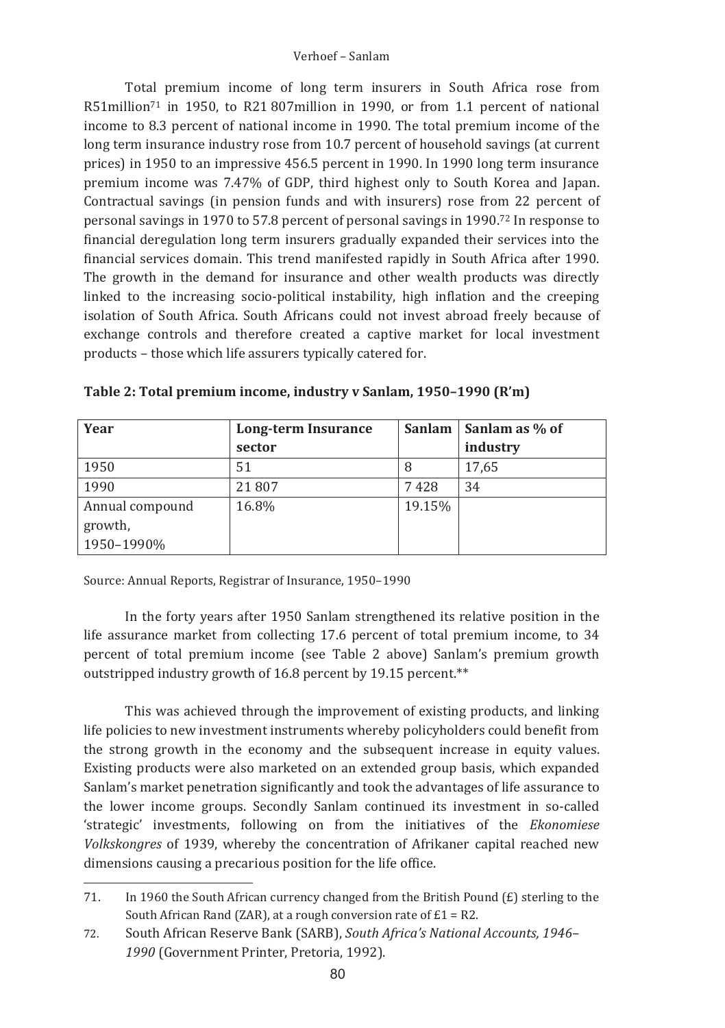Total premium income of long term insurers in South Africa rose from R51million[71] in 1950, to R21 807million in 1990, or from 1.1 percent of national income to 8.3 percent of national income in 1990. The total premium income of the long term insurance industry rose from 10.7 percent of household savings (at current prices) in 1950 to an impressive 456.5 percent in 1990. In 1990 long term insurance premium income was 7.47% of GDP, third highest only to South Korea and Japan. Contractual savings (in pension funds and with insurers) rose from 22 percent of personal savings in 1970 to 57.8 percent of personal savings in 1990.[72] In response to financial deregulation long term insurers gradually expanded their services into the financial services domain. This trend manifested rapidly in South Africa after 1990. The growth in the demand for insurance and other wealth products was directly linked to the increasing socio-political instability, high inflation and the creeping isolation of South Africa. South Africans could not invest abroad freely because of exchange controls and therefore created a captive market for local investment products – those which life assurers typically catered for.

**Table 2: Total premium income, industry v Sanlam, 1950–1990 (R'm)**

| Year | Long-term Insurance sector | Sanlam | Sanlam as % of industry |
|---|---|---|---|
| 1950 | 51 | 8 | 17,65 |
| 1990 | 21 807 | 7 428 | 34 |
| Annual compound growth, 1950–1990% | 16.8% | 19.15% | |

Source: Annual Reports, Registrar of Insurance, 1950–1990

In the forty years after 1950 Sanlam strengthened its relative position in the life assurance market from collecting 17.6 percent of total premium income, to 34 percent of total premium income (see Table 2 above) Sanlam's premium growth outstripped industry growth of 16.8 percent by 19.15 percent.**

This was achieved through the improvement of existing products, and linking life policies to new investment instruments whereby policyholders could benefit from the strong growth in the economy and the subsequent increase in equity values. Existing products were also marketed on an extended group basis, which expanded Sanlam's market penetration significantly and took the advantages of life assurance to the lower income groups. Secondly Sanlam continued its investment in so-called 'strategic' investments, following on from the initiatives of the *Ekonomiese Volkskongres* of 1939, whereby the concentration of Afrikaner capital reached new dimensions causing a precarious position for the life office.

71. In 1960 the South African currency changed from the British Pound (£) sterling to the South African Rand (ZAR), at a rough conversion rate of £1 = R2.

72. South African Reserve Bank (SARB), *South Africa's National Accounts, 1946–1990* (Government Printer, Pretoria, 1992).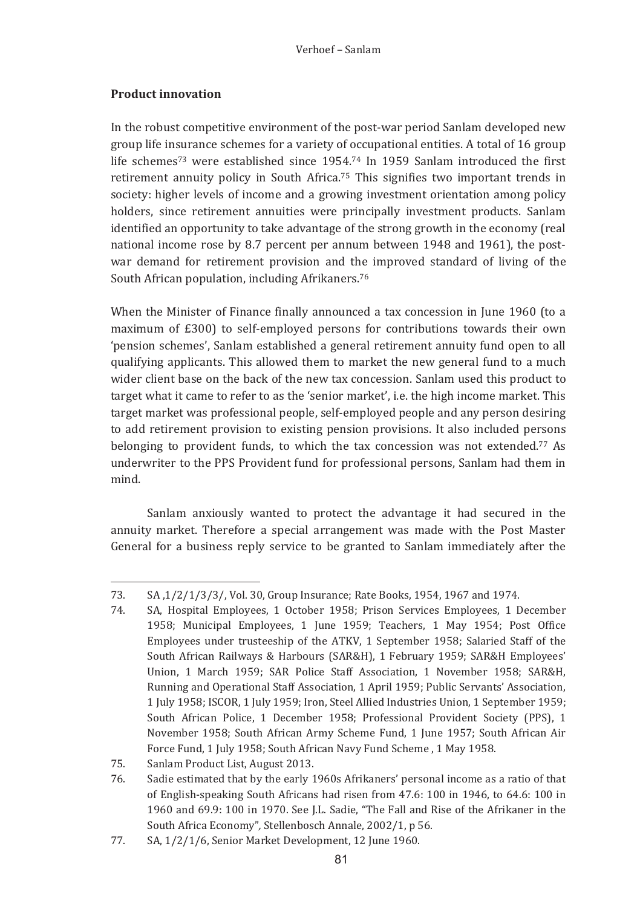**Product innovation**

In the robust competitive environment of the post-war period Sanlam developed new group life insurance schemes for a variety of occupational entities. A total of 16 group life schemes[73] were established since 1954.[74] In 1959 Sanlam introduced the first retirement annuity policy in South Africa.[75] This signifies two important trends in society: higher levels of income and a growing investment orientation among policy holders, since retirement annuities were principally investment products. Sanlam identified an opportunity to take advantage of the strong growth in the economy (real national income rose by 8.7 percent per annum between 1948 and 1961), the post-war demand for retirement provision and the improved standard of living of the South African population, including Afrikaners.[76]

When the Minister of Finance finally announced a tax concession in June 1960 (to a maximum of £300) to self-employed persons for contributions towards their own 'pension schemes', Sanlam established a general retirement annuity fund open to all qualifying applicants. This allowed them to market the new general fund to a much wider client base on the back of the new tax concession. Sanlam used this product to target what it came to refer to as the 'senior market', i.e. the high income market. This target market was professional people, self-employed people and any person desiring to add retirement provision to existing pension provisions. It also included persons belonging to provident funds, to which the tax concession was not extended.[77] As underwriter to the PPS Provident fund for professional persons, Sanlam had them in mind.

Sanlam anxiously wanted to protect the advantage it had secured in the annuity market. Therefore a special arrangement was made with the Post Master General for a business reply service to be granted to Sanlam immediately after the

---

73. SA ,1/2/1/3/3/, Vol. 30, Group Insurance; Rate Books, 1954, 1967 and 1974.
74. SA, Hospital Employees, 1 October 1958; Prison Services Employees, 1 December 1958; Municipal Employees, 1 June 1959; Teachers, 1 May 1954; Post Office Employees under trusteeship of the ATKV, 1 September 1958; Salaried Staff of the South African Railways & Harbours (SAR&H), 1 February 1959; SAR&H Employees' Union, 1 March 1959; SAR Police Staff Association, 1 November 1958; SAR&H, Running and Operational Staff Association, 1 April 1959; Public Servants' Association, 1 July 1958; ISCOR, 1 July 1959; Iron, Steel Allied Industries Union, 1 September 1959; South African Police, 1 December 1958; Professional Provident Society (PPS), 1 November 1958; South African Army Scheme Fund, 1 June 1957; South African Air Force Fund, 1 July 1958; South African Navy Fund Scheme , 1 May 1958.
75. Sanlam Product List, August 2013.
76. Sadie estimated that by the early 1960s Afrikaners' personal income as a ratio of that of English-speaking South Africans had risen from 47.6: 100 in 1946, to 64.6: 100 in 1960 and 69.9: 100 in 1970. See J.L. Sadie, "The Fall and Rise of the Afrikaner in the South Africa Economy", *Stellenbosch Annale*, 2002/1, p 56.
77. SA, 1/2/1/6, Senior Market Development, 12 June 1960.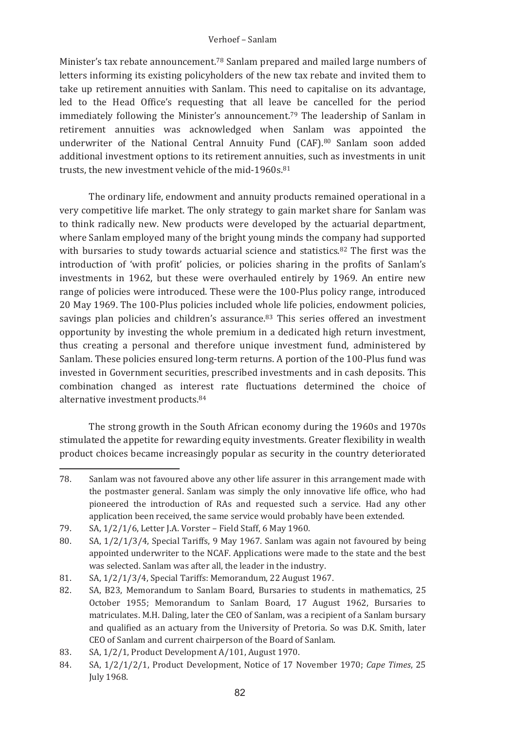Minister's tax rebate announcement.[78] Sanlam prepared and mailed large numbers of letters informing its existing policyholders of the new tax rebate and invited them to take up retirement annuities with Sanlam. This need to capitalise on its advantage, led to the Head Office's requesting that all leave be cancelled for the period immediately following the Minister's announcement.[79] The leadership of Sanlam in retirement annuities was acknowledged when Sanlam was appointed the underwriter of the National Central Annuity Fund (CAF).[80] Sanlam soon added additional investment options to its retirement annuities, such as investments in unit trusts, the new investment vehicle of the mid-1960s.[81]

The ordinary life, endowment and annuity products remained operational in a very competitive life market. The only strategy to gain market share for Sanlam was to think radically new. New products were developed by the actuarial department, where Sanlam employed many of the bright young minds the company had supported with bursaries to study towards actuarial science and statistics.[82] The first was the introduction of 'with profit' policies, or policies sharing in the profits of Sanlam's investments in 1962, but these were overhauled entirely by 1969. An entire new range of policies were introduced. These were the 100-Plus policy range, introduced 20 May 1969. The 100-Plus policies included whole life policies, endowment policies, savings plan policies and children's assurance.[83] This series offered an investment opportunity by investing the whole premium in a dedicated high return investment, thus creating a personal and therefore unique investment fund, administered by Sanlam. These policies ensured long-term returns. A portion of the 100-Plus fund was invested in Government securities, prescribed investments and in cash deposits. This combination changed as interest rate fluctuations determined the choice of alternative investment products.[84]

The strong growth in the South African economy during the 1960s and 1970s stimulated the appetite for rewarding equity investments. Greater flexibility in wealth product choices became increasingly popular as security in the country deteriorated

---

78. Sanlam was not favoured above any other life assurer in this arrangement made with the postmaster general. Sanlam was simply the only innovative life office, who had pioneered the introduction of RAs and requested such a service. Had any other application been received, the same service would probably have been extended.
79. SA, 1/2/1/6, Letter J.A. Vorster – Field Staff, 6 May 1960.
80. SA, 1/2/1/3/4, Special Tariffs, 9 May 1967. Sanlam was again not favoured by being appointed underwriter to the NCAF. Applications were made to the state and the best was selected. Sanlam was after all, the leader in the industry.
81. SA, 1/2/1/3/4, Special Tariffs: Memorandum, 22 August 1967.
82. SA, B23, Memorandum to Sanlam Board, Bursaries to students in mathematics, 25 October 1955; Memorandum to Sanlam Board, 17 August 1962, Bursaries to matriculates. M.H. Daling, later the CEO of Sanlam, was a recipient of a Sanlam bursary and qualified as an actuary from the University of Pretoria. So was D.K. Smith, later CEO of Sanlam and current chairperson of the Board of Sanlam.
83. SA, 1/2/1, Product Development A/101, August 1970.
84. SA, 1/2/1/2/1, Product Development, Notice of 17 November 1970; *Cape Times*, 25 July 1968.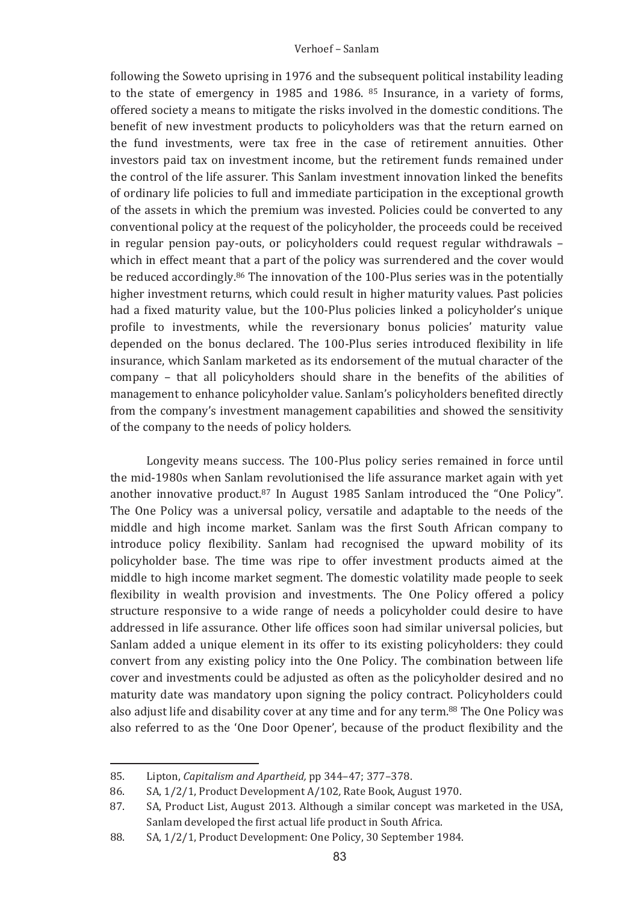following the Soweto uprising in 1976 and the subsequent political instability leading to the state of emergency in 1985 and 1986. [85] Insurance, in a variety of forms, offered society a means to mitigate the risks involved in the domestic conditions. The benefit of new investment products to policyholders was that the return earned on the fund investments, were tax free in the case of retirement annuities. Other investors paid tax on investment income, but the retirement funds remained under the control of the life assurer. This Sanlam investment innovation linked the benefits of ordinary life policies to full and immediate participation in the exceptional growth of the assets in which the premium was invested. Policies could be converted to any conventional policy at the request of the policyholder, the proceeds could be received in regular pension pay-outs, or policyholders could request regular withdrawals – which in effect meant that a part of the policy was surrendered and the cover would be reduced accordingly.[86] The innovation of the 100-Plus series was in the potentially higher investment returns, which could result in higher maturity values. Past policies had a fixed maturity value, but the 100-Plus policies linked a policyholder's unique profile to investments, while the reversionary bonus policies' maturity value depended on the bonus declared. The 100-Plus series introduced flexibility in life insurance, which Sanlam marketed as its endorsement of the mutual character of the company – that all policyholders should share in the benefits of the abilities of management to enhance policyholder value. Sanlam's policyholders benefited directly from the company's investment management capabilities and showed the sensitivity of the company to the needs of policy holders.

Longevity means success. The 100-Plus policy series remained in force until the mid-1980s when Sanlam revolutionised the life assurance market again with yet another innovative product.[87] In August 1985 Sanlam introduced the "One Policy". The One Policy was a universal policy, versatile and adaptable to the needs of the middle and high income market. Sanlam was the first South African company to introduce policy flexibility. Sanlam had recognised the upward mobility of its policyholder base. The time was ripe to offer investment products aimed at the middle to high income market segment. The domestic volatility made people to seek flexibility in wealth provision and investments. The One Policy offered a policy structure responsive to a wide range of needs a policyholder could desire to have addressed in life assurance. Other life offices soon had similar universal policies, but Sanlam added a unique element in its offer to its existing policyholders: they could convert from any existing policy into the One Policy. The combination between life cover and investments could be adjusted as often as the policyholder desired and no maturity date was mandatory upon signing the policy contract. Policyholders could also adjust life and disability cover at any time and for any term.[88] The One Policy was also referred to as the 'One Door Opener', because of the product flexibility and the

---

85. Lipton, *Capitalism and Apartheid*, pp 344–47; 377–378.
86. SA, 1/2/1, Product Development A/102, Rate Book, August 1970.
87. SA, Product List, August 2013. Although a similar concept was marketed in the USA, Sanlam developed the first actual life product in South Africa.
88. SA, 1/2/1, Product Development: One Policy, 30 September 1984.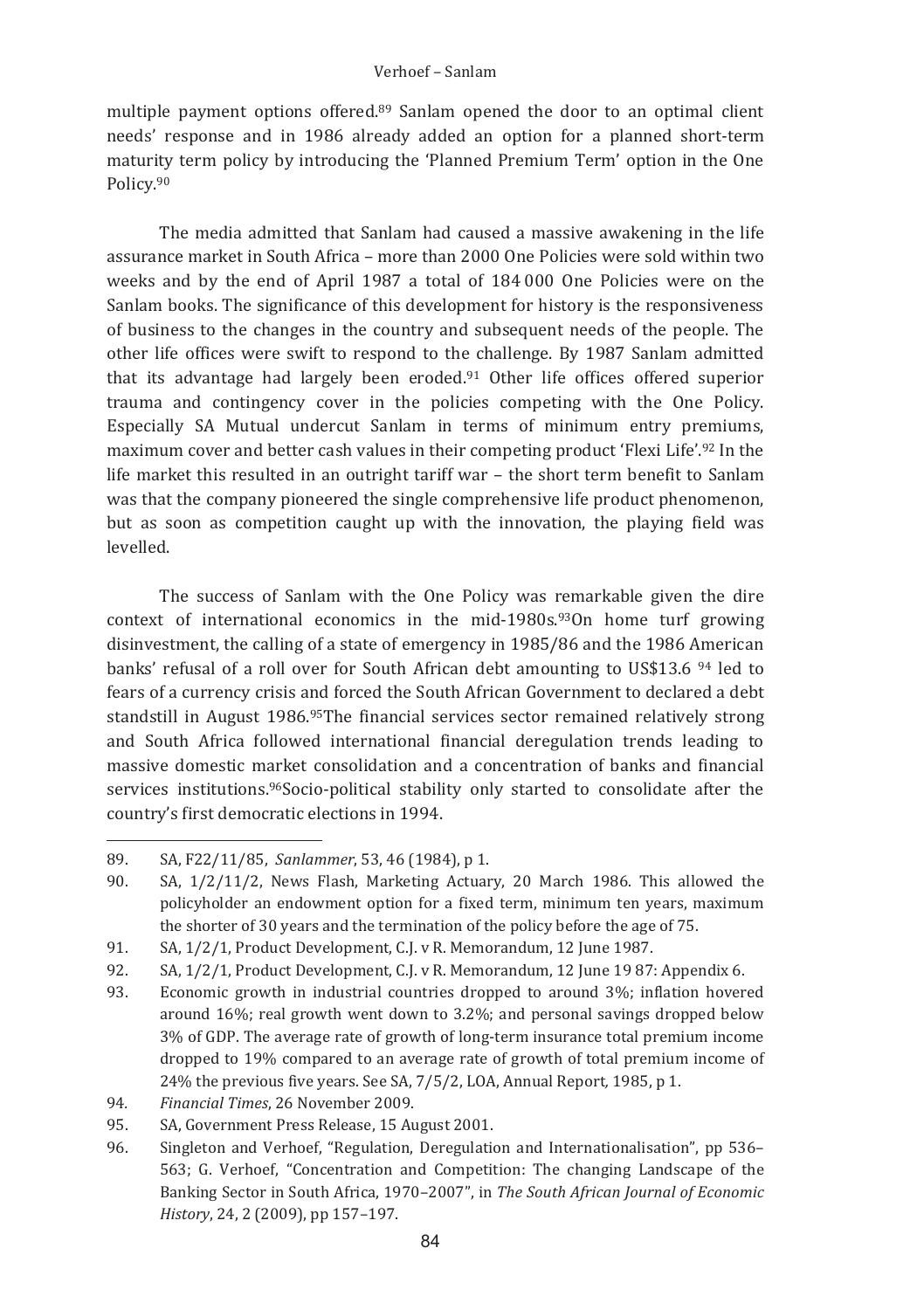multiple payment options offered.[89] Sanlam opened the door to an optimal client needs' response and in 1986 already added an option for a planned short-term maturity term policy by introducing the 'Planned Premium Term' option in the One Policy.[90]

The media admitted that Sanlam had caused a massive awakening in the life assurance market in South Africa – more than 2000 One Policies were sold within two weeks and by the end of April 1987 a total of 184 000 One Policies were on the Sanlam books. The significance of this development for history is the responsiveness of business to the changes in the country and subsequent needs of the people. The other life offices were swift to respond to the challenge. By 1987 Sanlam admitted that its advantage had largely been eroded.[91] Other life offices offered superior trauma and contingency cover in the policies competing with the One Policy. Especially SA Mutual undercut Sanlam in terms of minimum entry premiums, maximum cover and better cash values in their competing product 'Flexi Life'.[92] In the life market this resulted in an outright tariff war – the short term benefit to Sanlam was that the company pioneered the single comprehensive life product phenomenon, but as soon as competition caught up with the innovation, the playing field was levelled.

The success of Sanlam with the One Policy was remarkable given the dire context of international economics in the mid-1980s.[93]On home turf growing disinvestment, the calling of a state of emergency in 1985/86 and the 1986 American banks' refusal of a roll over for South African debt amounting to US$13.6 [94] led to fears of a currency crisis and forced the South African Government to declared a debt standstill in August 1986.[95]The financial services sector remained relatively strong and South Africa followed international financial deregulation trends leading to massive domestic market consolidation and a concentration of banks and financial services institutions.[96]Socio-political stability only started to consolidate after the country's first democratic elections in 1994.

---

89. SA, F22/11/85, *Sanlammer*, 53, 46 (1984), p 1.
90. SA, 1/2/11/2, News Flash, Marketing Actuary, 20 March 1986. This allowed the policyholder an endowment option for a fixed term, minimum ten years, maximum the shorter of 30 years and the termination of the policy before the age of 75.
91. SA, 1/2/1, Product Development, C.J. v R. Memorandum, 12 June 1987.
92. SA, 1/2/1, Product Development, C.J. v R. Memorandum, 12 June 19 87: Appendix 6.
93. Economic growth in industrial countries dropped to around 3%; inflation hovered around 16%; real growth went down to 3.2%; and personal savings dropped below 3% of GDP. The average rate of growth of long-term insurance total premium income dropped to 19% compared to an average rate of growth of total premium income of 24% the previous five years. See SA, 7/5/2, LOA, Annual Report*,* 1985, p 1.
94. *Financial Times*, 26 November 2009.
95. SA, Government Press Release, 15 August 2001.
96. Singleton and Verhoef, "Regulation, Deregulation and Internationalisation", pp 536–563; G. Verhoef, "Concentration and Competition: The changing Landscape of the Banking Sector in South Africa, 1970–2007", in *The South African Journal of Economic History*, 24, 2 (2009), pp 157–197.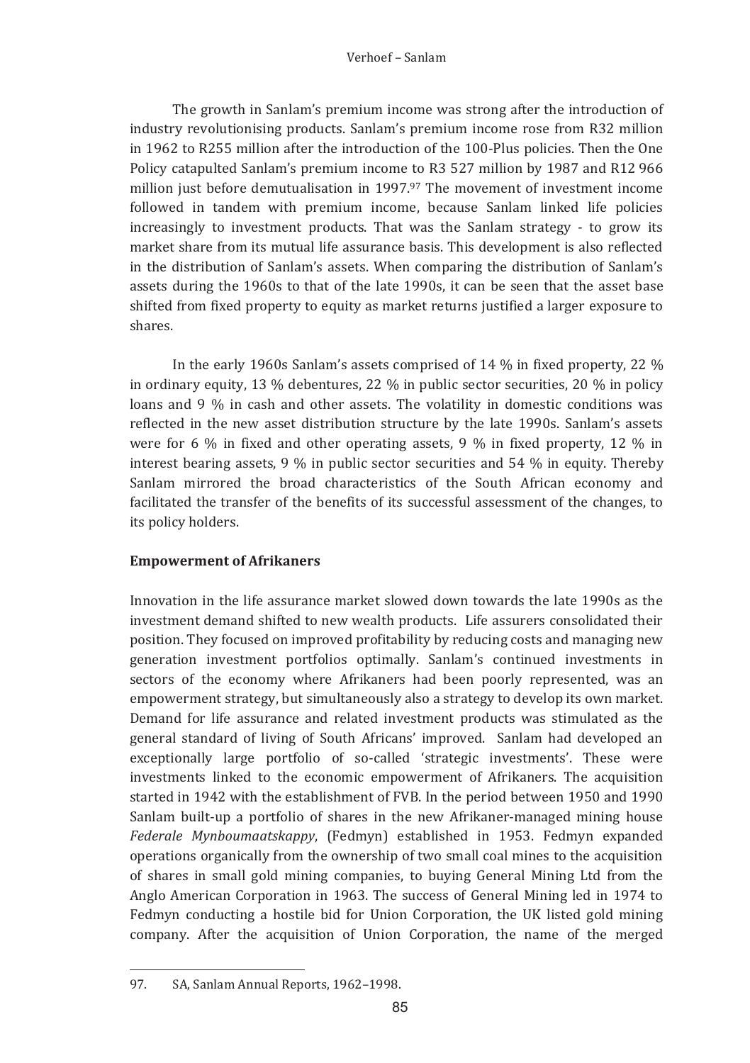The growth in Sanlam's premium income was strong after the introduction of industry revolutionising products. Sanlam's premium income rose from R32 million in 1962 to R255 million after the introduction of the 100-Plus policies. Then the One Policy catapulted Sanlam's premium income to R3 527 million by 1987 and R12 966 million just before demutualisation in 1997.[97] The movement of investment income followed in tandem with premium income, because Sanlam linked life policies increasingly to investment products. That was the Sanlam strategy - to grow its market share from its mutual life assurance basis. This development is also reflected in the distribution of Sanlam's assets. When comparing the distribution of Sanlam's assets during the 1960s to that of the late 1990s, it can be seen that the asset base shifted from fixed property to equity as market returns justified a larger exposure to shares.

In the early 1960s Sanlam's assets comprised of 14 % in fixed property, 22 % in ordinary equity, 13 % debentures, 22 % in public sector securities, 20 % in policy loans and 9 % in cash and other assets. The volatility in domestic conditions was reflected in the new asset distribution structure by the late 1990s. Sanlam's assets were for 6 % in fixed and other operating assets, 9 % in fixed property, 12 % in interest bearing assets, 9 % in public sector securities and 54 % in equity. Thereby Sanlam mirrored the broad characteristics of the South African economy and facilitated the transfer of the benefits of its successful assessment of the changes, to its policy holders.

## Empowerment of Afrikaners

Innovation in the life assurance market slowed down towards the late 1990s as the investment demand shifted to new wealth products. Life assurers consolidated their position. They focused on improved profitability by reducing costs and managing new generation investment portfolios optimally. Sanlam's continued investments in sectors of the economy where Afrikaners had been poorly represented, was an empowerment strategy, but simultaneously also a strategy to develop its own market. Demand for life assurance and related investment products was stimulated as the general standard of living of South Africans' improved. Sanlam had developed an exceptionally large portfolio of so-called 'strategic investments'. These were investments linked to the economic empowerment of Afrikaners. The acquisition started in 1942 with the establishment of FVB. In the period between 1950 and 1990 Sanlam built-up a portfolio of shares in the new Afrikaner-managed mining house *Federale Mynboumaatskappy*, (Fedmyn) established in 1953. Fedmyn expanded operations organically from the ownership of two small coal mines to the acquisition of shares in small gold mining companies, to buying General Mining Ltd from the Anglo American Corporation in 1963. The success of General Mining led in 1974 to Fedmyn conducting a hostile bid for Union Corporation, the UK listed gold mining company. After the acquisition of Union Corporation, the name of the merged

97. SA, Sanlam Annual Reports, 1962–1998.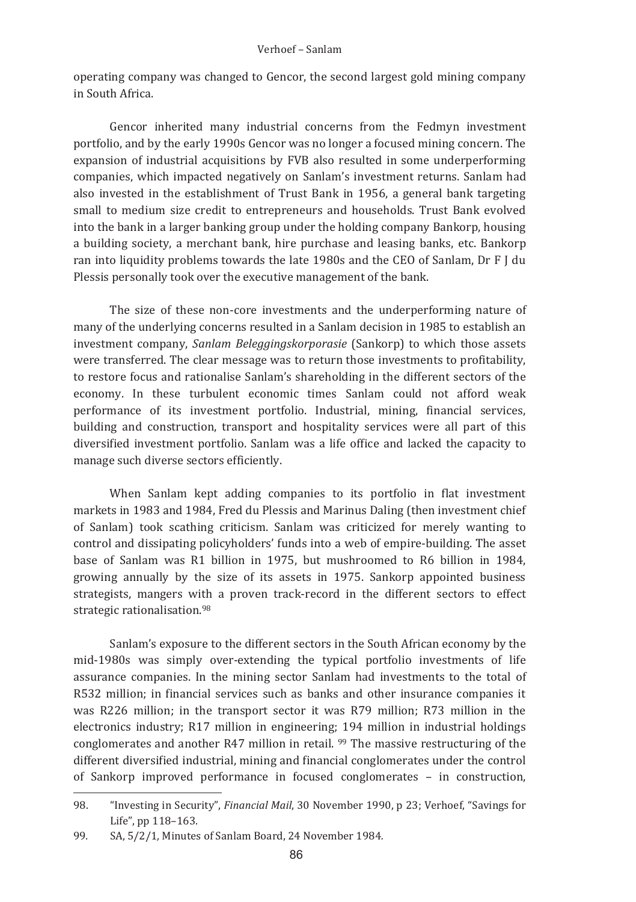operating company was changed to Gencor, the second largest gold mining company in South Africa.

Gencor inherited many industrial concerns from the Fedmyn investment portfolio, and by the early 1990s Gencor was no longer a focused mining concern. The expansion of industrial acquisitions by FVB also resulted in some underperforming companies, which impacted negatively on Sanlam's investment returns. Sanlam had also invested in the establishment of Trust Bank in 1956, a general bank targeting small to medium size credit to entrepreneurs and households. Trust Bank evolved into the bank in a larger banking group under the holding company Bankorp, housing a building society, a merchant bank, hire purchase and leasing banks, etc. Bankorp ran into liquidity problems towards the late 1980s and the CEO of Sanlam, Dr F J du Plessis personally took over the executive management of the bank.

The size of these non-core investments and the underperforming nature of many of the underlying concerns resulted in a Sanlam decision in 1985 to establish an investment company, *Sanlam Beleggingskorporasie* (Sankorp) to which those assets were transferred. The clear message was to return those investments to profitability, to restore focus and rationalise Sanlam's shareholding in the different sectors of the economy. In these turbulent economic times Sanlam could not afford weak performance of its investment portfolio. Industrial, mining, financial services, building and construction, transport and hospitality services were all part of this diversified investment portfolio. Sanlam was a life office and lacked the capacity to manage such diverse sectors efficiently.

When Sanlam kept adding companies to its portfolio in flat investment markets in 1983 and 1984, Fred du Plessis and Marinus Daling (then investment chief of Sanlam) took scathing criticism. Sanlam was criticized for merely wanting to control and dissipating policyholders' funds into a web of empire-building. The asset base of Sanlam was R1 billion in 1975, but mushroomed to R6 billion in 1984, growing annually by the size of its assets in 1975. Sankorp appointed business strategists, mangers with a proven track-record in the different sectors to effect strategic rationalisation.[98]

Sanlam's exposure to the different sectors in the South African economy by the mid-1980s was simply over-extending the typical portfolio investments of life assurance companies. In the mining sector Sanlam had investments to the total of R532 million; in financial services such as banks and other insurance companies it was R226 million; in the transport sector it was R79 million; R73 million in the electronics industry; R17 million in engineering; 194 million in industrial holdings conglomerates and another R47 million in retail. [99] The massive restructuring of the different diversified industrial, mining and financial conglomerates under the control of Sankorp improved performance in focused conglomerates – in construction,

---

98. "Investing in Security", *Financial Mail*, 30 November 1990, p 23; Verhoef, "Savings for Life", pp 118–163.

99. SA, 5/2/1, Minutes of Sanlam Board, 24 November 1984.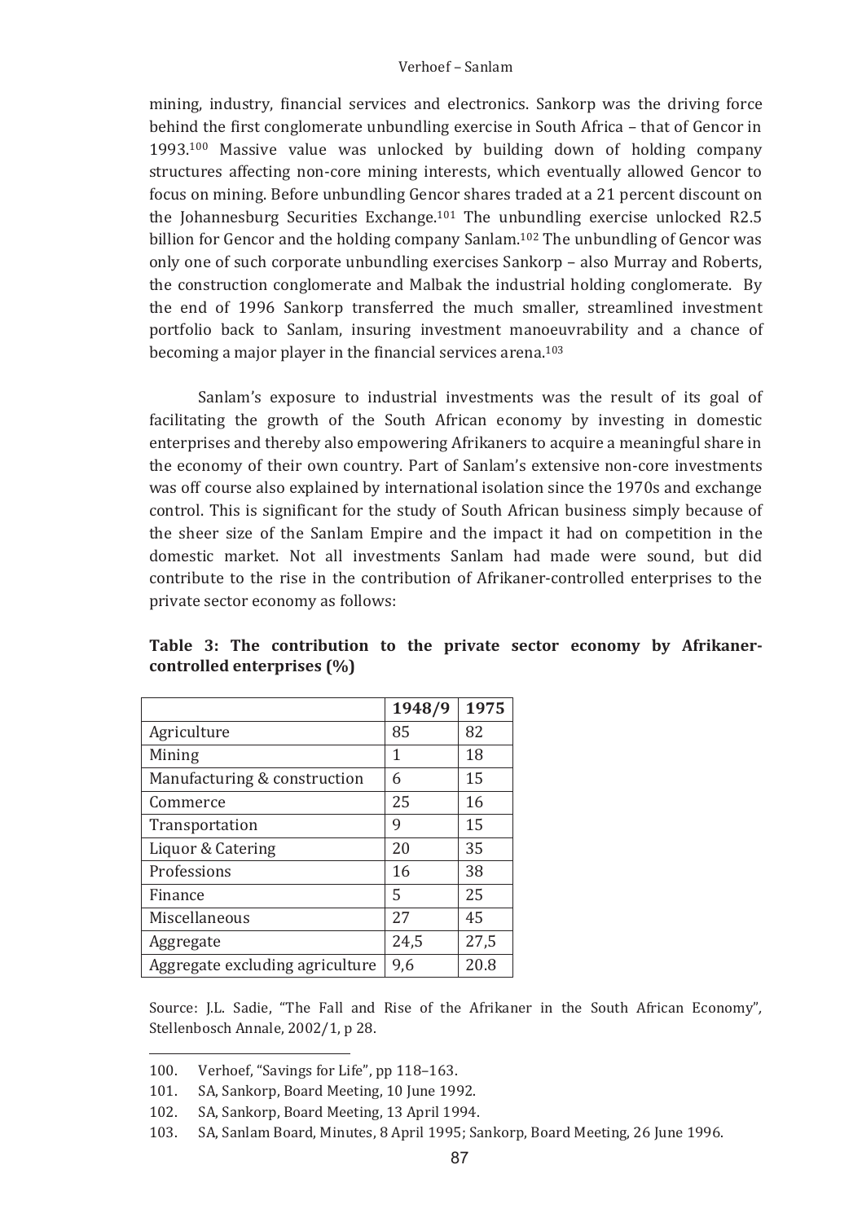mining, industry, financial services and electronics. Sankorp was the driving force behind the first conglomerate unbundling exercise in South Africa – that of Gencor in 1993.[100] Massive value was unlocked by building down of holding company structures affecting non-core mining interests, which eventually allowed Gencor to focus on mining. Before unbundling Gencor shares traded at a 21 percent discount on the Johannesburg Securities Exchange.[101] The unbundling exercise unlocked R2.5 billion for Gencor and the holding company Sanlam.[102] The unbundling of Gencor was only one of such corporate unbundling exercises Sankorp – also Murray and Roberts, the construction conglomerate and Malbak the industrial holding conglomerate. By the end of 1996 Sankorp transferred the much smaller, streamlined investment portfolio back to Sanlam, insuring investment manoeuvrability and a chance of becoming a major player in the financial services arena.[103]

Sanlam's exposure to industrial investments was the result of its goal of facilitating the growth of the South African economy by investing in domestic enterprises and thereby also empowering Afrikaners to acquire a meaningful share in the economy of their own country. Part of Sanlam's extensive non-core investments was off course also explained by international isolation since the 1970s and exchange control. This is significant for the study of South African business simply because of the sheer size of the Sanlam Empire and the impact it had on competition in the domestic market. Not all investments Sanlam had made were sound, but did contribute to the rise in the contribution of Afrikaner-controlled enterprises to the private sector economy as follows:

**Table 3: The contribution to the private sector economy by Afrikaner-controlled enterprises (%)**

| | 1948/9 | 1975 |
|---|---|---|
| Agriculture | 85 | 82 |
| Mining | 1 | 18 |
| Manufacturing & construction | 6 | 15 |
| Commerce | 25 | 16 |
| Transportation | 9 | 15 |
| Liquor & Catering | 20 | 35 |
| Professions | 16 | 38 |
| Finance | 5 | 25 |
| Miscellaneous | 27 | 45 |
| Aggregate | 24,5 | 27,5 |
| Aggregate excluding agriculture | 9,6 | 20.8 |

Source: J.L. Sadie, "The Fall and Rise of the Afrikaner in the South African Economy", Stellenbosch Annale, 2002/1, p 28.

---

100. Verhoef, "Savings for Life", pp 118–163.
101. SA, Sankorp, Board Meeting, 10 June 1992.
102. SA, Sankorp, Board Meeting, 13 April 1994.
103. SA, Sanlam Board, Minutes, 8 April 1995; Sankorp, Board Meeting, 26 June 1996.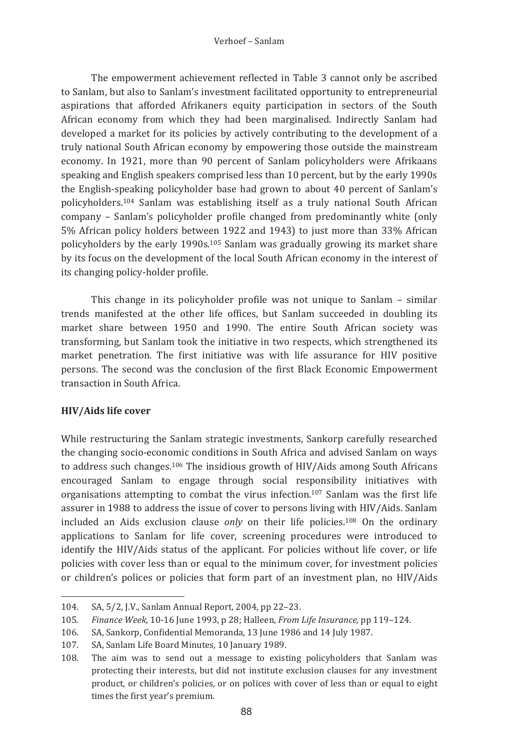The empowerment achievement reflected in Table 3 cannot only be ascribed to Sanlam, but also to Sanlam's investment facilitated opportunity to entrepreneurial aspirations that afforded Afrikaners equity participation in sectors of the South African economy from which they had been marginalised. Indirectly Sanlam had developed a market for its policies by actively contributing to the development of a truly national South African economy by empowering those outside the mainstream economy. In 1921, more than 90 percent of Sanlam policyholders were Afrikaans speaking and English speakers comprised less than 10 percent, but by the early 1990s the English-speaking policyholder base had grown to about 40 percent of Sanlam's policyholders.[104] Sanlam was establishing itself as a truly national South African company – Sanlam's policyholder profile changed from predominantly white (only 5% African policy holders between 1922 and 1943) to just more than 33% African policyholders by the early 1990s.[105] Sanlam was gradually growing its market share by its focus on the development of the local South African economy in the interest of its changing policy-holder profile.

This change in its policyholder profile was not unique to Sanlam – similar trends manifested at the other life offices, but Sanlam succeeded in doubling its market share between 1950 and 1990. The entire South African society was transforming, but Sanlam took the initiative in two respects, which strengthened its market penetration. The first initiative was with life assurance for HIV positive persons. The second was the conclusion of the first Black Economic Empowerment transaction in South Africa.

**HIV/Aids life cover**

While restructuring the Sanlam strategic investments, Sankorp carefully researched the changing socio-economic conditions in South Africa and advised Sanlam on ways to address such changes.[106] The insidious growth of HIV/Aids among South Africans encouraged Sanlam to engage through social responsibility initiatives with organisations attempting to combat the virus infection.[107] Sanlam was the first life assurer in 1988 to address the issue of cover to persons living with HIV/Aids. Sanlam included an Aids exclusion clause *only* on their life policies.[108] On the ordinary applications to Sanlam for life cover, screening procedures were introduced to identify the HIV/Aids status of the applicant. For policies without life cover, or life policies with cover less than or equal to the minimum cover, for investment policies or children's polices or policies that form part of an investment plan, no HIV/Aids

---

104. SA, 5/2, J.V., Sanlam Annual Report, 2004, pp 22–23.
105. *Finance Week*, 10-16 June 1993, p 28; Halleen, *From Life Insurance,* pp 119–124.
106. SA, Sankorp, Confidential Memoranda, 13 June 1986 and 14 July 1987.
107. SA, Sanlam Life Board Minutes, 10 January 1989.
108. The aim was to send out a message to existing policyholders that Sanlam was protecting their interests, but did not institute exclusion clauses for any investment product, or children's policies, or on polices with cover of less than or equal to eight times the first year's premium.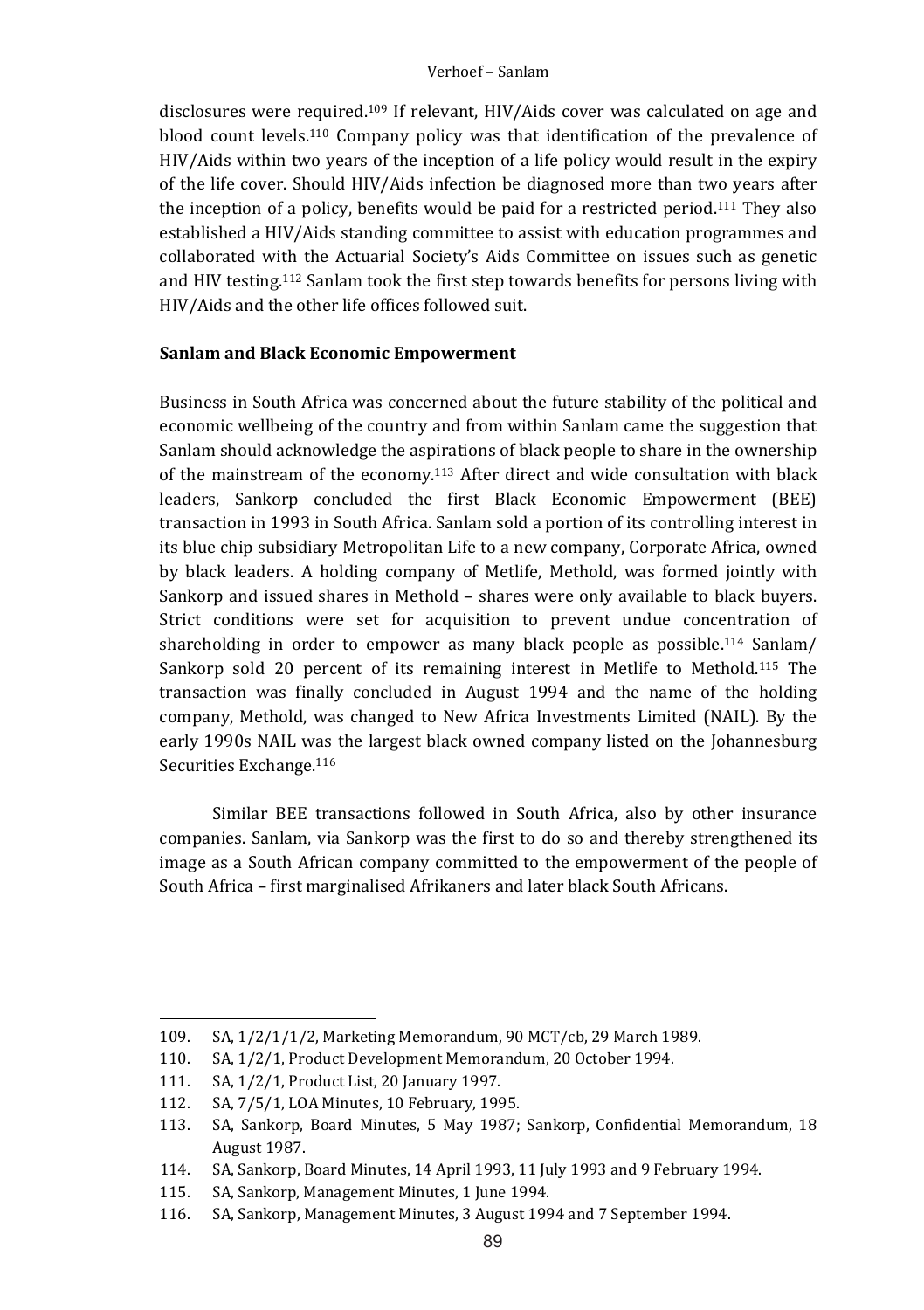disclosures were required.[109] If relevant, HIV/Aids cover was calculated on age and blood count levels.[110] Company policy was that identification of the prevalence of HIV/Aids within two years of the inception of a life policy would result in the expiry of the life cover. Should HIV/Aids infection be diagnosed more than two years after the inception of a policy, benefits would be paid for a restricted period.[111] They also established a HIV/Aids standing committee to assist with education programmes and collaborated with the Actuarial Society's Aids Committee on issues such as genetic and HIV testing.[112] Sanlam took the first step towards benefits for persons living with HIV/Aids and the other life offices followed suit.

**Sanlam and Black Economic Empowerment**

Business in South Africa was concerned about the future stability of the political and economic wellbeing of the country and from within Sanlam came the suggestion that Sanlam should acknowledge the aspirations of black people to share in the ownership of the mainstream of the economy.[113] After direct and wide consultation with black leaders, Sankorp concluded the first Black Economic Empowerment (BEE) transaction in 1993 in South Africa. Sanlam sold a portion of its controlling interest in its blue chip subsidiary Metropolitan Life to a new company, Corporate Africa, owned by black leaders. A holding company of Metlife, Methold, was formed jointly with Sankorp and issued shares in Methold – shares were only available to black buyers. Strict conditions were set for acquisition to prevent undue concentration of shareholding in order to empower as many black people as possible.[114] Sanlam/ Sankorp sold 20 percent of its remaining interest in Metlife to Methold.[115] The transaction was finally concluded in August 1994 and the name of the holding company, Methold, was changed to New Africa Investments Limited (NAIL). By the early 1990s NAIL was the largest black owned company listed on the Johannesburg Securities Exchange.[116]

Similar BEE transactions followed in South Africa, also by other insurance companies. Sanlam, via Sankorp was the first to do so and thereby strengthened its image as a South African company committed to the empowerment of the people of South Africa – first marginalised Afrikaners and later black South Africans.

---

109. SA, 1/2/1/1/2, Marketing Memorandum, 90 MCT/cb, 29 March 1989.
110. SA, 1/2/1, Product Development Memorandum, 20 October 1994.
111. SA, 1/2/1, Product List, 20 January 1997.
112. SA, 7/5/1, LOA Minutes, 10 February, 1995.
113. SA, Sankorp, Board Minutes, 5 May 1987; Sankorp, Confidential Memorandum, 18 August 1987.
114. SA, Sankorp, Board Minutes, 14 April 1993, 11 July 1993 and 9 February 1994.
115. SA, Sankorp, Management Minutes, 1 June 1994.
116. SA, Sankorp, Management Minutes, 3 August 1994 and 7 September 1994.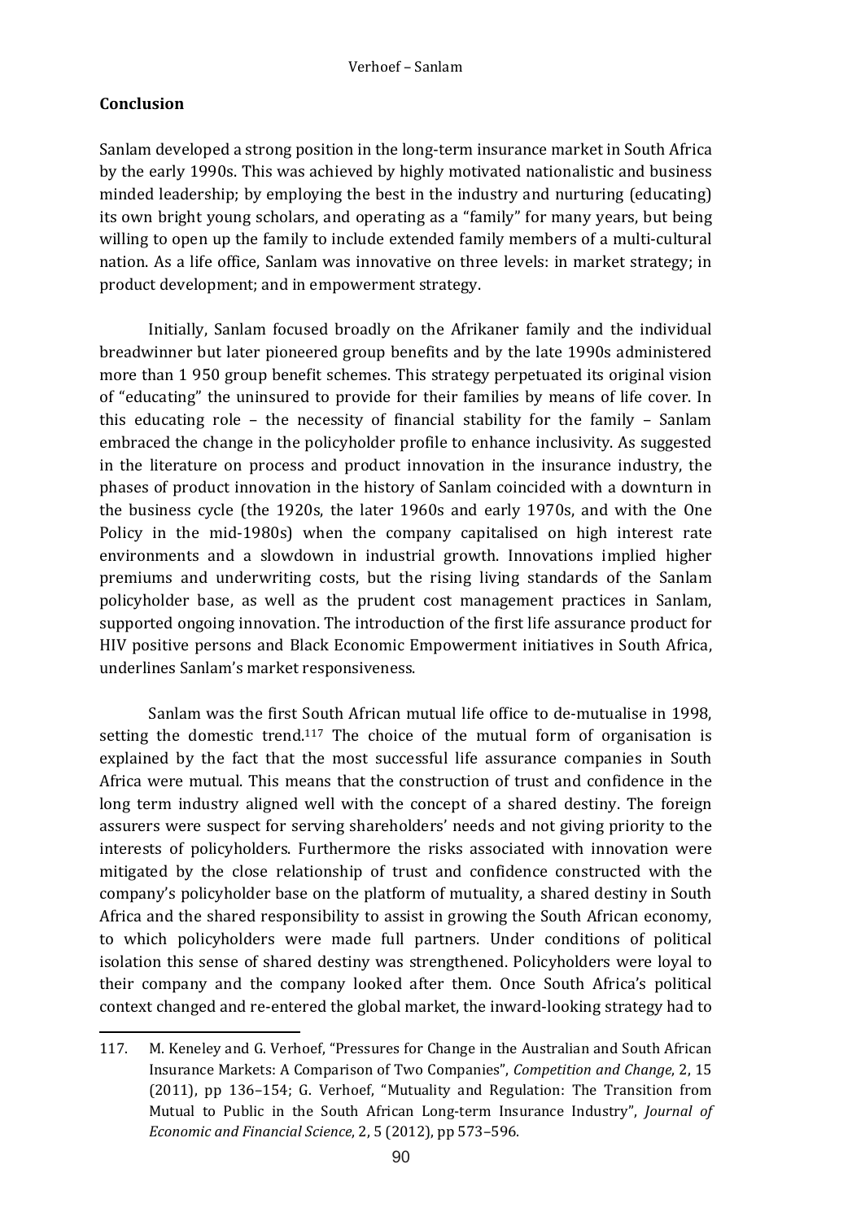## Conclusion

Sanlam developed a strong position in the long-term insurance market in South Africa by the early 1990s. This was achieved by highly motivated nationalistic and business minded leadership; by employing the best in the industry and nurturing (educating) its own bright young scholars, and operating as a "family" for many years, but being willing to open up the family to include extended family members of a multi-cultural nation. As a life office, Sanlam was innovative on three levels: in market strategy; in product development; and in empowerment strategy.

Initially, Sanlam focused broadly on the Afrikaner family and the individual breadwinner but later pioneered group benefits and by the late 1990s administered more than 1 950 group benefit schemes. This strategy perpetuated its original vision of "educating" the uninsured to provide for their families by means of life cover. In this educating role – the necessity of financial stability for the family – Sanlam embraced the change in the policyholder profile to enhance inclusivity. As suggested in the literature on process and product innovation in the insurance industry, the phases of product innovation in the history of Sanlam coincided with a downturn in the business cycle (the 1920s, the later 1960s and early 1970s, and with the One Policy in the mid-1980s) when the company capitalised on high interest rate environments and a slowdown in industrial growth. Innovations implied higher premiums and underwriting costs, but the rising living standards of the Sanlam policyholder base, as well as the prudent cost management practices in Sanlam, supported ongoing innovation. The introduction of the first life assurance product for HIV positive persons and Black Economic Empowerment initiatives in South Africa, underlines Sanlam's market responsiveness.

Sanlam was the first South African mutual life office to de-mutualise in 1998, setting the domestic trend.[117] The choice of the mutual form of organisation is explained by the fact that the most successful life assurance companies in South Africa were mutual. This means that the construction of trust and confidence in the long term industry aligned well with the concept of a shared destiny. The foreign assurers were suspect for serving shareholders' needs and not giving priority to the interests of policyholders. Furthermore the risks associated with innovation were mitigated by the close relationship of trust and confidence constructed with the company's policyholder base on the platform of mutuality, a shared destiny in South Africa and the shared responsibility to assist in growing the South African economy, to which policyholders were made full partners. Under conditions of political isolation this sense of shared destiny was strengthened. Policyholders were loyal to their company and the company looked after them. Once South Africa's political context changed and re-entered the global market, the inward-looking strategy had to

117. M. Keneley and G. Verhoef, "Pressures for Change in the Australian and South African Insurance Markets: A Comparison of Two Companies", *Competition and Change*, 2, 15 (2011), pp 136–154; G. Verhoef, "Mutuality and Regulation: The Transition from Mutual to Public in the South African Long-term Insurance Industry", *Journal of Economic and Financial Science*, 2, 5 (2012), pp 573–596.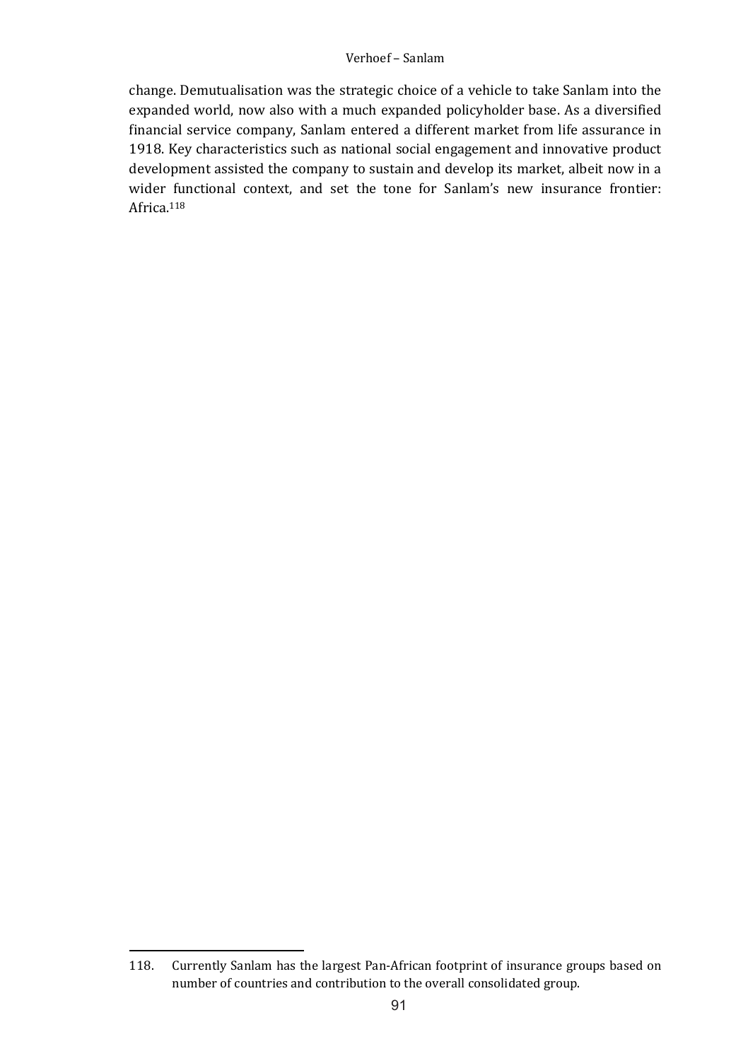change. Demutualisation was the strategic choice of a vehicle to take Sanlam into the expanded world, now also with a much expanded policyholder base. As a diversified financial service company, Sanlam entered a different market from life assurance in 1918. Key characteristics such as national social engagement and innovative product development assisted the company to sustain and develop its market, albeit now in a wider functional context, and set the tone for Sanlam's new insurance frontier: Africa.[118]

---

118. Currently Sanlam has the largest Pan-African footprint of insurance groups based on number of countries and contribution to the overall consolidated group.